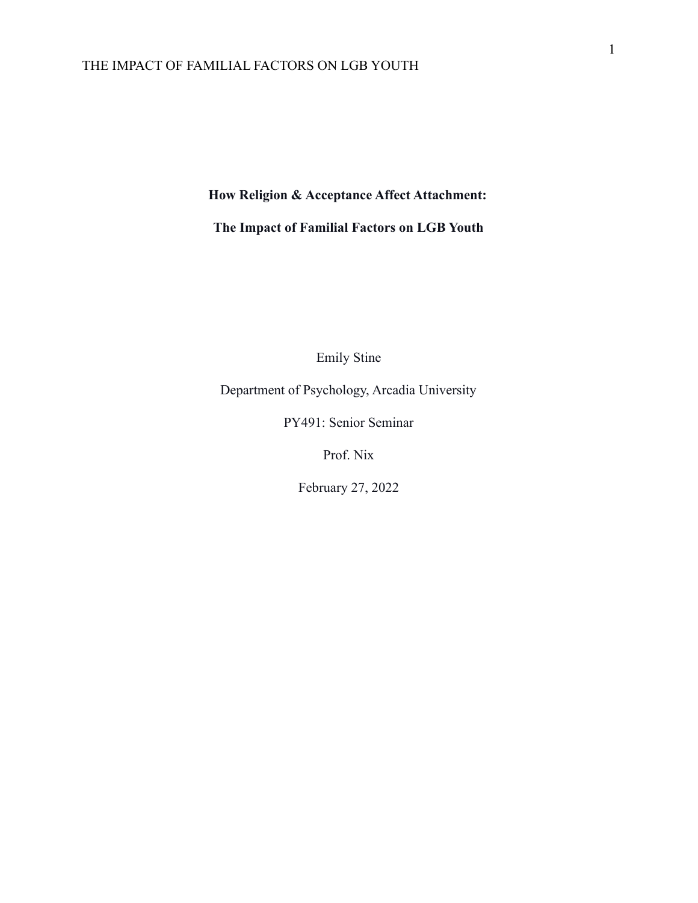# How Religion & Acceptance Affect Attachment:

# The Impact of Familial Factors on LGB Youth

Emily Stine

Department of Psychology, Arcadia University

PY491: Senior Seminar

Prof. Nix

February 27, 2022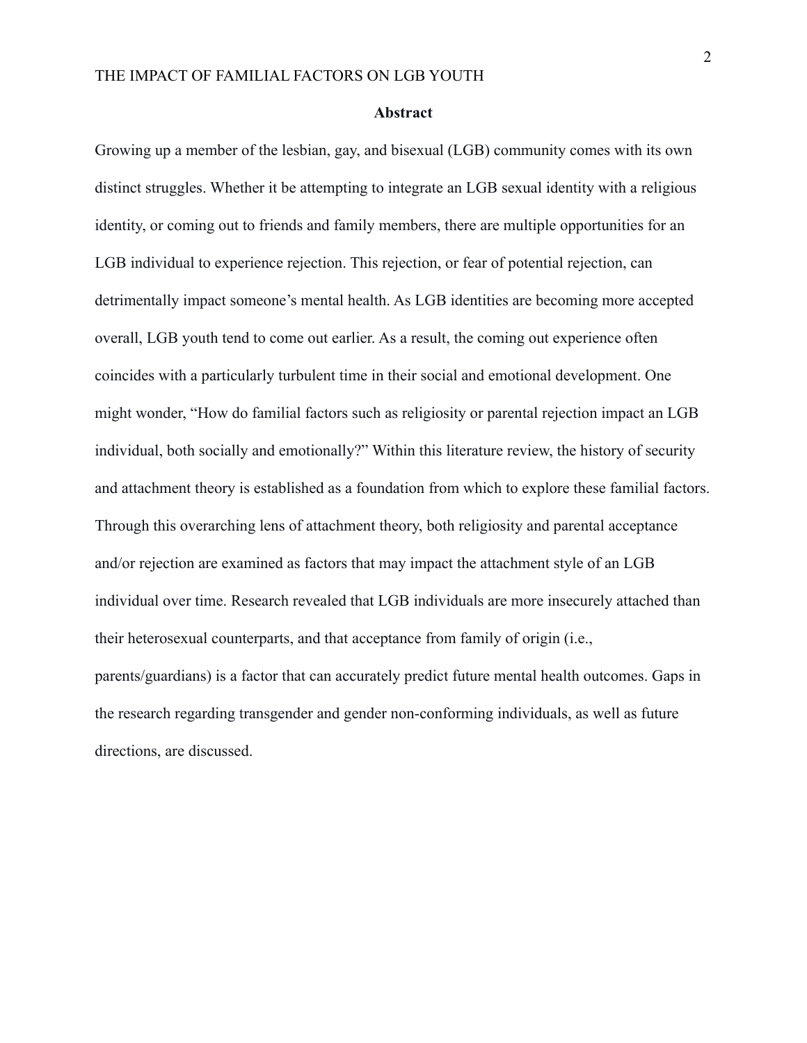## Abstract

Growing up a member of the lesbian, gay, and bisexual (LGB) community comes with its own distinct struggles. Whether it be attempting to integrate an LGB sexual identity with a religious identity, or coming out to friends and family members, there are multiple opportunities for an LGB individual to experience rejection. This rejection, or fear of potential rejection, can detrimentally impact someone's mental health. As LGB identities are becoming more accepted overall, LGB youth tend to come out earlier. As a result, the coming out experience often coincides with a particularly turbulent time in their social and emotional development. One might wonder, "How do familial factors such as religiosity or parental rejection impact an LGB individual, both socially and emotionally?" Within this literature review, the history of security and attachment theory is established as a foundation from which to explore these familial factors. Through this overarching lens of attachment theory, both religiosity and parental acceptance and/or rejection are examined as factors that may impact the attachment style of an LGB individual over time. Research revealed that LGB individuals are more insecurely attached than their heterosexual counterparts, and that acceptance from family of origin (i.e., parents/guardians) is a factor that can accurately predict future mental health outcomes. Gaps in the research regarding transgender and gender non-conforming individuals, as well as future directions, are discussed.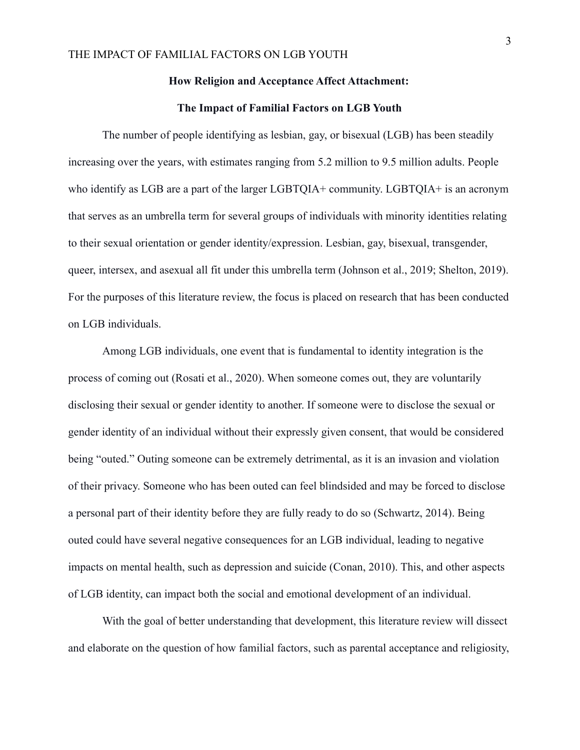**How Religion and Acceptance Affect Attachment:**

**The Impact of Familial Factors on LGB Youth**

The number of people identifying as lesbian, gay, or bisexual (LGB) has been steadily increasing over the years, with estimates ranging from 5.2 million to 9.5 million adults. People who identify as LGB are a part of the larger LGBTQIA+ community. LGBTQIA+ is an acronym that serves as an umbrella term for several groups of individuals with minority identities relating to their sexual orientation or gender identity/expression. Lesbian, gay, bisexual, transgender, queer, intersex, and asexual all fit under this umbrella term (Johnson et al., 2019; Shelton, 2019). For the purposes of this literature review, the focus is placed on research that has been conducted on LGB individuals.

Among LGB individuals, one event that is fundamental to identity integration is the process of coming out (Rosati et al., 2020). When someone comes out, they are voluntarily disclosing their sexual or gender identity to another. If someone were to disclose the sexual or gender identity of an individual without their expressly given consent, that would be considered being "outed." Outing someone can be extremely detrimental, as it is an invasion and violation of their privacy. Someone who has been outed can feel blindsided and may be forced to disclose a personal part of their identity before they are fully ready to do so (Schwartz, 2014). Being outed could have several negative consequences for an LGB individual, leading to negative impacts on mental health, such as depression and suicide (Conan, 2010). This, and other aspects of LGB identity, can impact both the social and emotional development of an individual.

With the goal of better understanding that development, this literature review will dissect and elaborate on the question of how familial factors, such as parental acceptance and religiosity,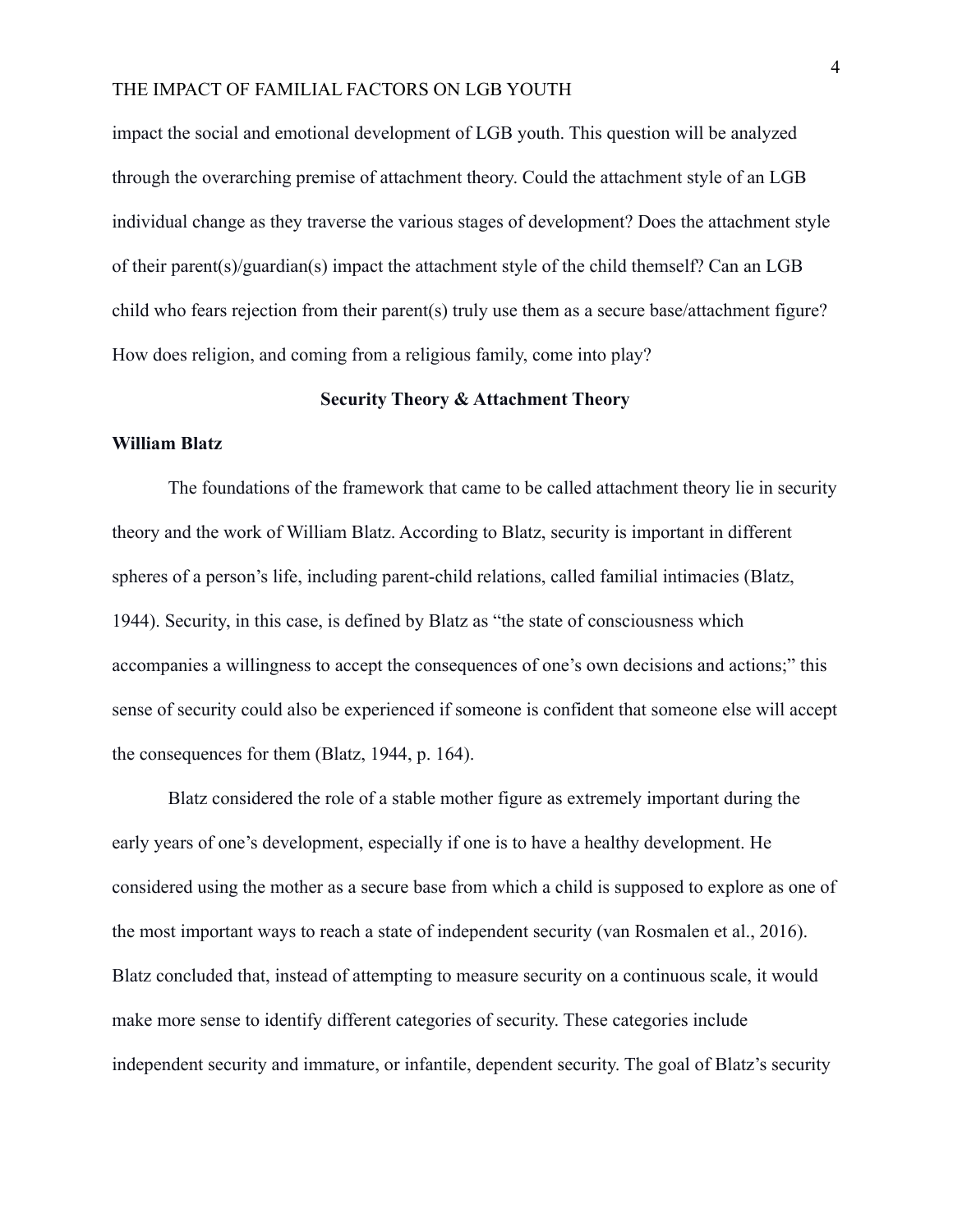impact the social and emotional development of LGB youth. This question will be analyzed through the overarching premise of attachment theory. Could the attachment style of an LGB individual change as they traverse the various stages of development? Does the attachment style of their parent(s)/guardian(s) impact the attachment style of the child themself? Can an LGB child who fears rejection from their parent(s) truly use them as a secure base/attachment figure? How does religion, and coming from a religious family, come into play?

## Security Theory & Attachment Theory

### William Blatz

The foundations of the framework that came to be called attachment theory lie in security theory and the work of William Blatz. According to Blatz, security is important in different spheres of a person's life, including parent-child relations, called familial intimacies (Blatz, 1944). Security, in this case, is defined by Blatz as "the state of consciousness which accompanies a willingness to accept the consequences of one's own decisions and actions;" this sense of security could also be experienced if someone is confident that someone else will accept the consequences for them (Blatz, 1944, p. 164).

Blatz considered the role of a stable mother figure as extremely important during the early years of one's development, especially if one is to have a healthy development. He considered using the mother as a secure base from which a child is supposed to explore as one of the most important ways to reach a state of independent security (van Rosmalen et al., 2016). Blatz concluded that, instead of attempting to measure security on a continuous scale, it would make more sense to identify different categories of security. These categories include independent security and immature, or infantile, dependent security. The goal of Blatz's security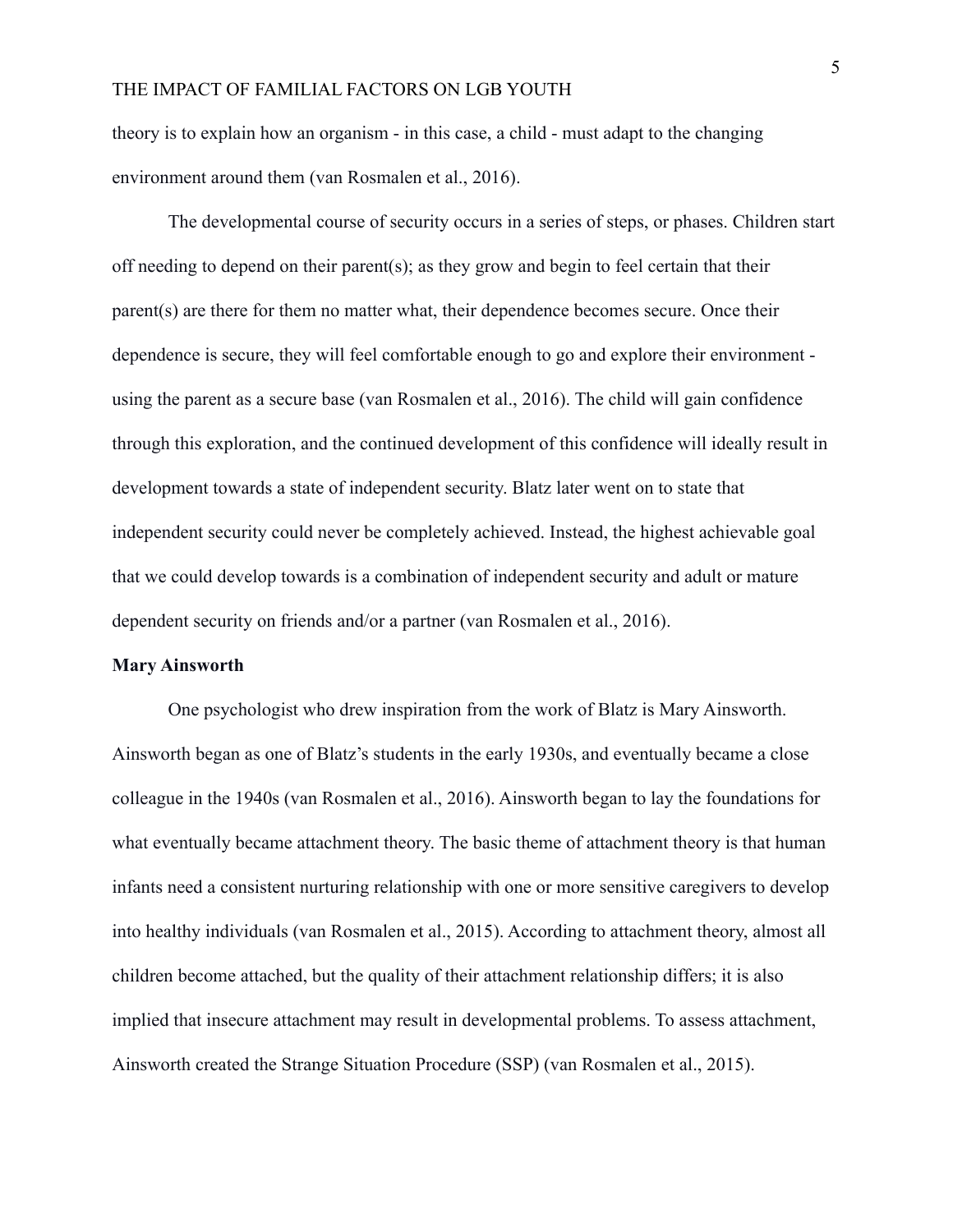theory is to explain how an organism - in this case, a child - must adapt to the changing environment around them (van Rosmalen et al., 2016).

The developmental course of security occurs in a series of steps, or phases. Children start off needing to depend on their parent(s); as they grow and begin to feel certain that their parent(s) are there for them no matter what, their dependence becomes secure. Once their dependence is secure, they will feel comfortable enough to go and explore their environment - using the parent as a secure base (van Rosmalen et al., 2016). The child will gain confidence through this exploration, and the continued development of this confidence will ideally result in development towards a state of independent security. Blatz later went on to state that independent security could never be completely achieved. Instead, the highest achievable goal that we could develop towards is a combination of independent security and adult or mature dependent security on friends and/or a partner (van Rosmalen et al., 2016).

**Mary Ainsworth**

One psychologist who drew inspiration from the work of Blatz is Mary Ainsworth. Ainsworth began as one of Blatz's students in the early 1930s, and eventually became a close colleague in the 1940s (van Rosmalen et al., 2016). Ainsworth began to lay the foundations for what eventually became attachment theory. The basic theme of attachment theory is that human infants need a consistent nurturing relationship with one or more sensitive caregivers to develop into healthy individuals (van Rosmalen et al., 2015). According to attachment theory, almost all children become attached, but the quality of their attachment relationship differs; it is also implied that insecure attachment may result in developmental problems. To assess attachment, Ainsworth created the Strange Situation Procedure (SSP) (van Rosmalen et al., 2015).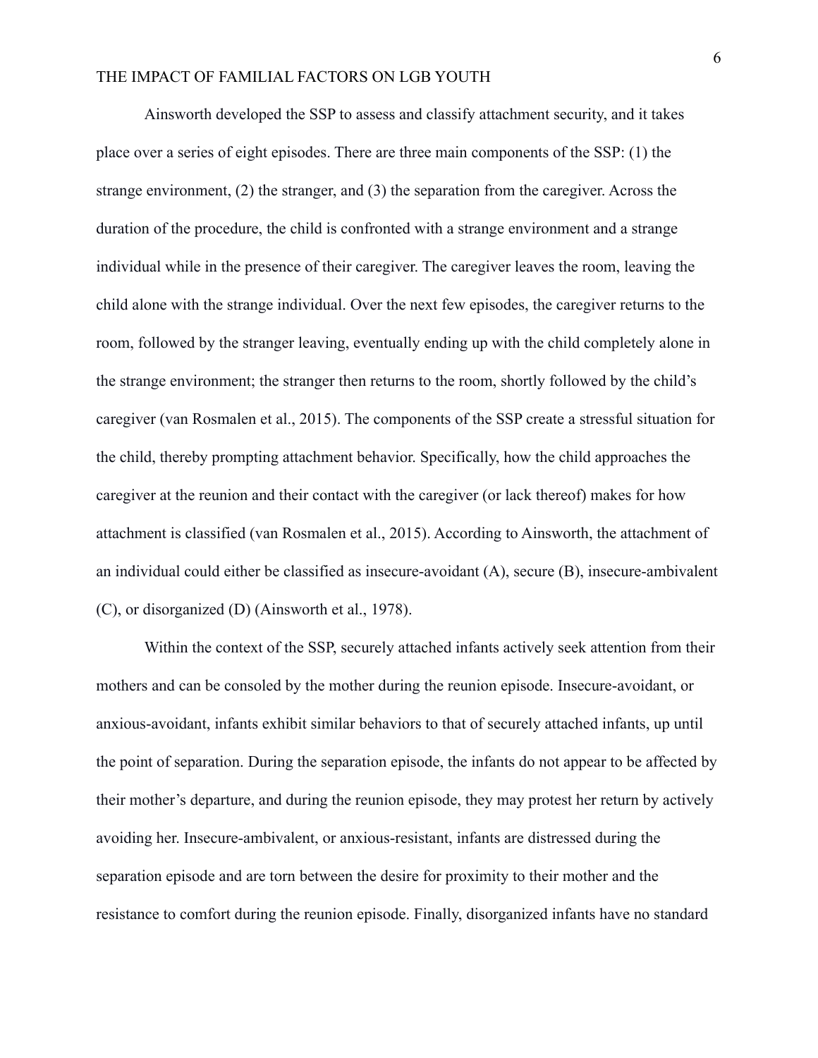Ainsworth developed the SSP to assess and classify attachment security, and it takes place over a series of eight episodes. There are three main components of the SSP: (1) the strange environment, (2) the stranger, and (3) the separation from the caregiver. Across the duration of the procedure, the child is confronted with a strange environment and a strange individual while in the presence of their caregiver. The caregiver leaves the room, leaving the child alone with the strange individual. Over the next few episodes, the caregiver returns to the room, followed by the stranger leaving, eventually ending up with the child completely alone in the strange environment; the stranger then returns to the room, shortly followed by the child's caregiver (van Rosmalen et al., 2015). The components of the SSP create a stressful situation for the child, thereby prompting attachment behavior. Specifically, how the child approaches the caregiver at the reunion and their contact with the caregiver (or lack thereof) makes for how attachment is classified (van Rosmalen et al., 2015). According to Ainsworth, the attachment of an individual could either be classified as insecure-avoidant (A), secure (B), insecure-ambivalent (C), or disorganized (D) (Ainsworth et al., 1978).

Within the context of the SSP, securely attached infants actively seek attention from their mothers and can be consoled by the mother during the reunion episode. Insecure-avoidant, or anxious-avoidant, infants exhibit similar behaviors to that of securely attached infants, up until the point of separation. During the separation episode, the infants do not appear to be affected by their mother's departure, and during the reunion episode, they may protest her return by actively avoiding her. Insecure-ambivalent, or anxious-resistant, infants are distressed during the separation episode and are torn between the desire for proximity to their mother and the resistance to comfort during the reunion episode. Finally, disorganized infants have no standard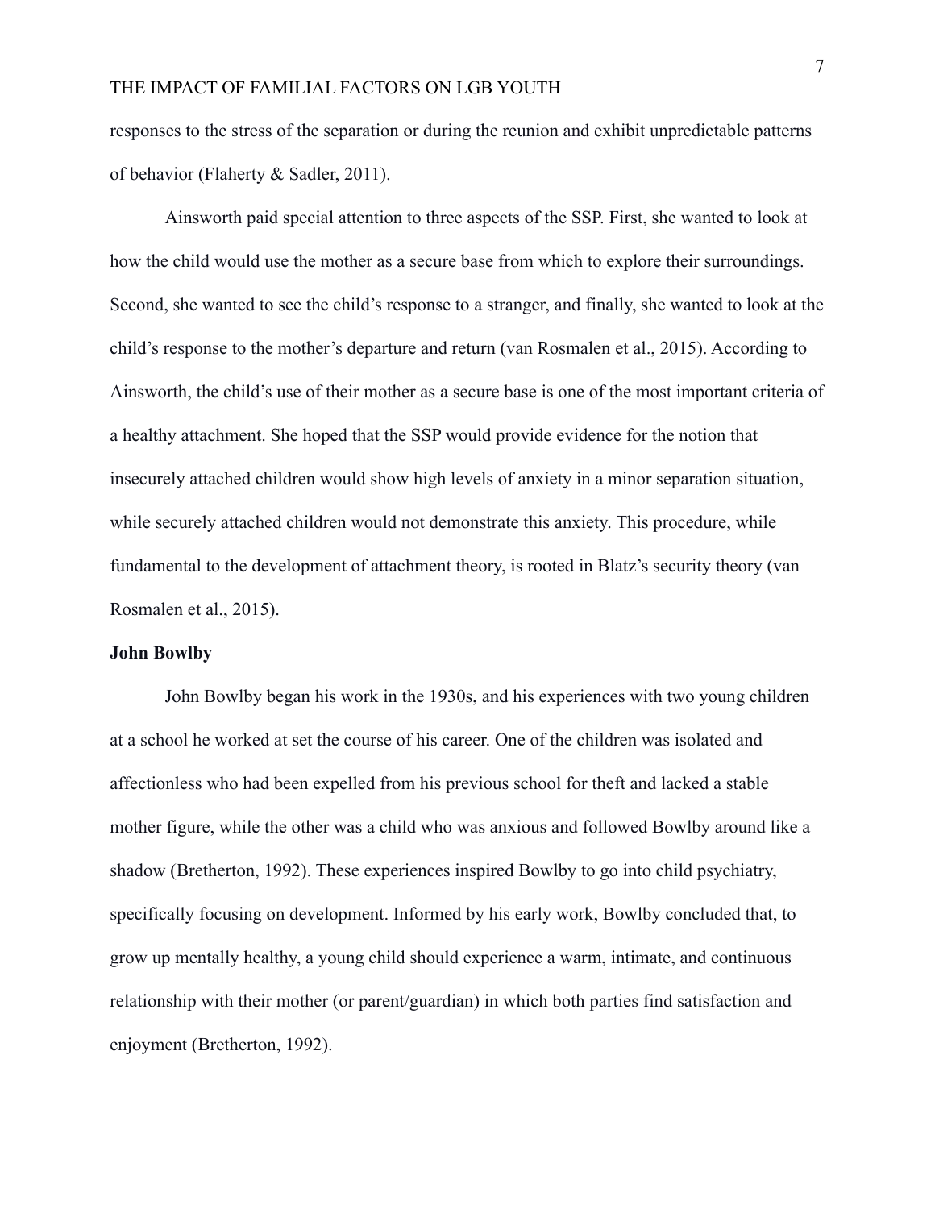responses to the stress of the separation or during the reunion and exhibit unpredictable patterns of behavior (Flaherty & Sadler, 2011).

Ainsworth paid special attention to three aspects of the SSP. First, she wanted to look at how the child would use the mother as a secure base from which to explore their surroundings. Second, she wanted to see the child's response to a stranger, and finally, she wanted to look at the child's response to the mother's departure and return (van Rosmalen et al., 2015). According to Ainsworth, the child's use of their mother as a secure base is one of the most important criteria of a healthy attachment. She hoped that the SSP would provide evidence for the notion that insecurely attached children would show high levels of anxiety in a minor separation situation, while securely attached children would not demonstrate this anxiety. This procedure, while fundamental to the development of attachment theory, is rooted in Blatz's security theory (van Rosmalen et al., 2015).

**John Bowlby**

John Bowlby began his work in the 1930s, and his experiences with two young children at a school he worked at set the course of his career. One of the children was isolated and affectionless who had been expelled from his previous school for theft and lacked a stable mother figure, while the other was a child who was anxious and followed Bowlby around like a shadow (Bretherton, 1992). These experiences inspired Bowlby to go into child psychiatry, specifically focusing on development. Informed by his early work, Bowlby concluded that, to grow up mentally healthy, a young child should experience a warm, intimate, and continuous relationship with their mother (or parent/guardian) in which both parties find satisfaction and enjoyment (Bretherton, 1992).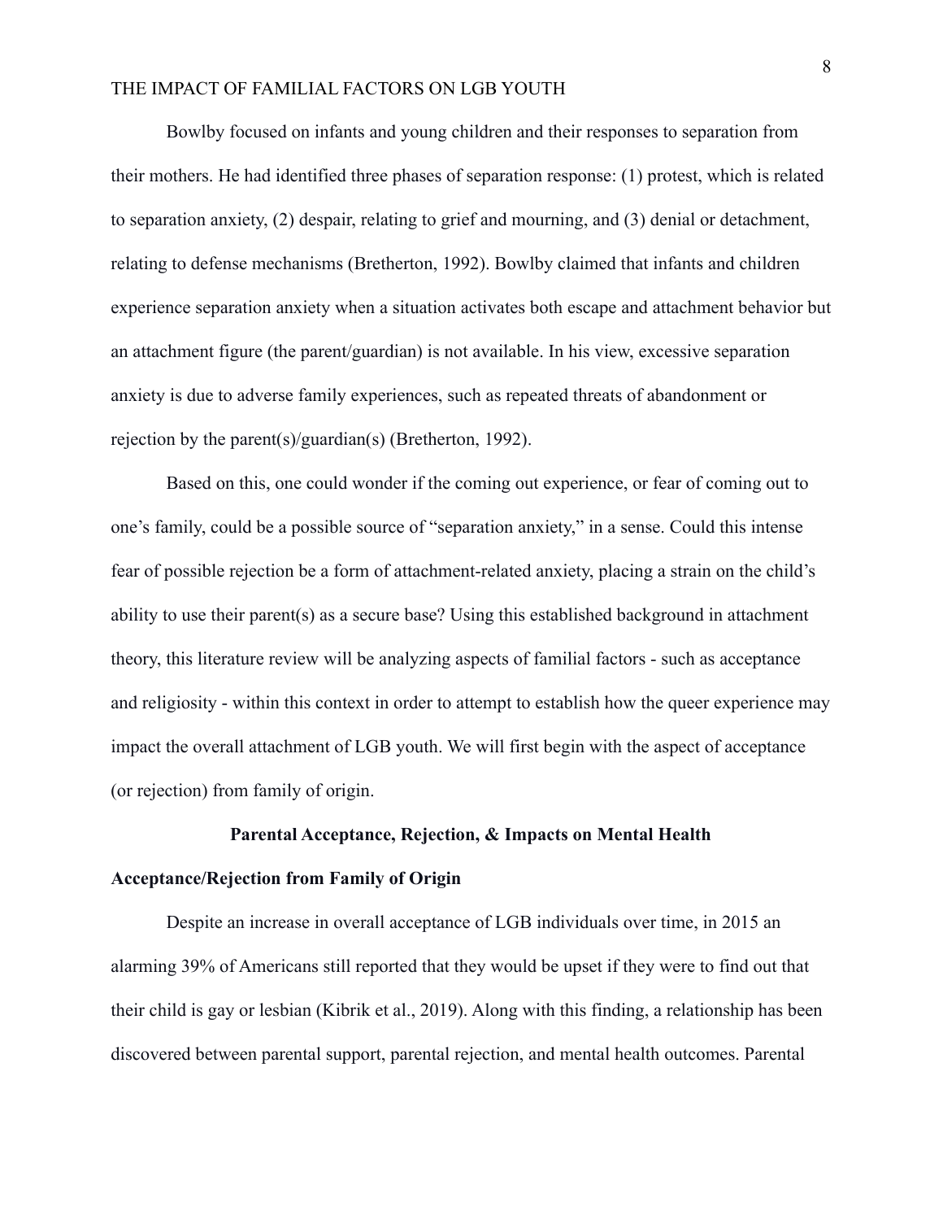Bowlby focused on infants and young children and their responses to separation from their mothers. He had identified three phases of separation response: (1) protest, which is related to separation anxiety, (2) despair, relating to grief and mourning, and (3) denial or detachment, relating to defense mechanisms (Bretherton, 1992). Bowlby claimed that infants and children experience separation anxiety when a situation activates both escape and attachment behavior but an attachment figure (the parent/guardian) is not available. In his view, excessive separation anxiety is due to adverse family experiences, such as repeated threats of abandonment or rejection by the parent(s)/guardian(s) (Bretherton, 1992).

Based on this, one could wonder if the coming out experience, or fear of coming out to one's family, could be a possible source of "separation anxiety," in a sense. Could this intense fear of possible rejection be a form of attachment-related anxiety, placing a strain on the child's ability to use their parent(s) as a secure base? Using this established background in attachment theory, this literature review will be analyzing aspects of familial factors - such as acceptance and religiosity - within this context in order to attempt to establish how the queer experience may impact the overall attachment of LGB youth. We will first begin with the aspect of acceptance (or rejection) from family of origin.

## Parental Acceptance, Rejection, & Impacts on Mental Health

### Acceptance/Rejection from Family of Origin

Despite an increase in overall acceptance of LGB individuals over time, in 2015 an alarming 39% of Americans still reported that they would be upset if they were to find out that their child is gay or lesbian (Kibrik et al., 2019). Along with this finding, a relationship has been discovered between parental support, parental rejection, and mental health outcomes. Parental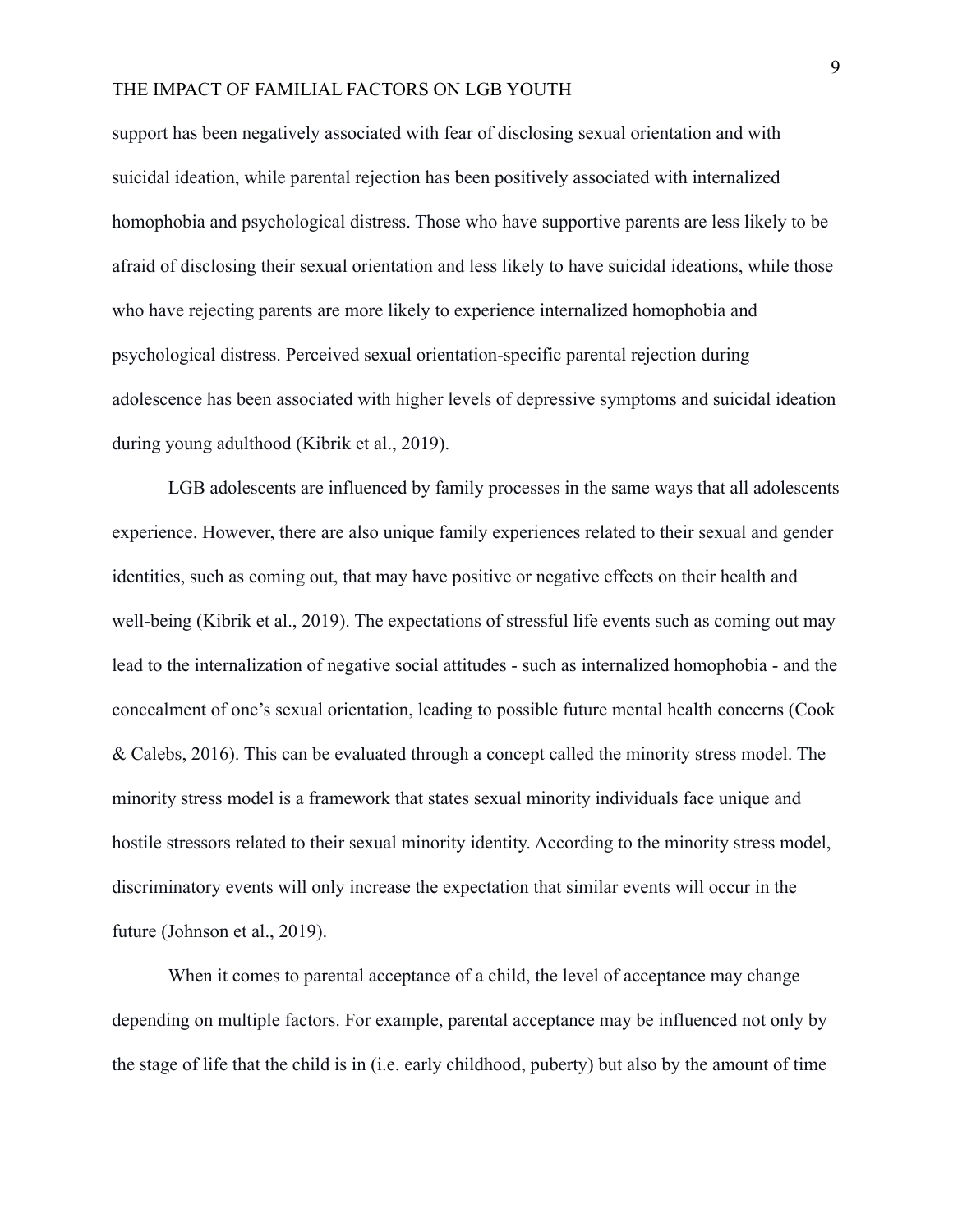support has been negatively associated with fear of disclosing sexual orientation and with suicidal ideation, while parental rejection has been positively associated with internalized homophobia and psychological distress. Those who have supportive parents are less likely to be afraid of disclosing their sexual orientation and less likely to have suicidal ideations, while those who have rejecting parents are more likely to experience internalized homophobia and psychological distress. Perceived sexual orientation-specific parental rejection during adolescence has been associated with higher levels of depressive symptoms and suicidal ideation during young adulthood (Kibrik et al., 2019).

LGB adolescents are influenced by family processes in the same ways that all adolescents experience. However, there are also unique family experiences related to their sexual and gender identities, such as coming out, that may have positive or negative effects on their health and well-being (Kibrik et al., 2019). The expectations of stressful life events such as coming out may lead to the internalization of negative social attitudes - such as internalized homophobia - and the concealment of one's sexual orientation, leading to possible future mental health concerns (Cook & Calebs, 2016). This can be evaluated through a concept called the minority stress model. The minority stress model is a framework that states sexual minority individuals face unique and hostile stressors related to their sexual minority identity. According to the minority stress model, discriminatory events will only increase the expectation that similar events will occur in the future (Johnson et al., 2019).

When it comes to parental acceptance of a child, the level of acceptance may change depending on multiple factors. For example, parental acceptance may be influenced not only by the stage of life that the child is in (i.e. early childhood, puberty) but also by the amount of time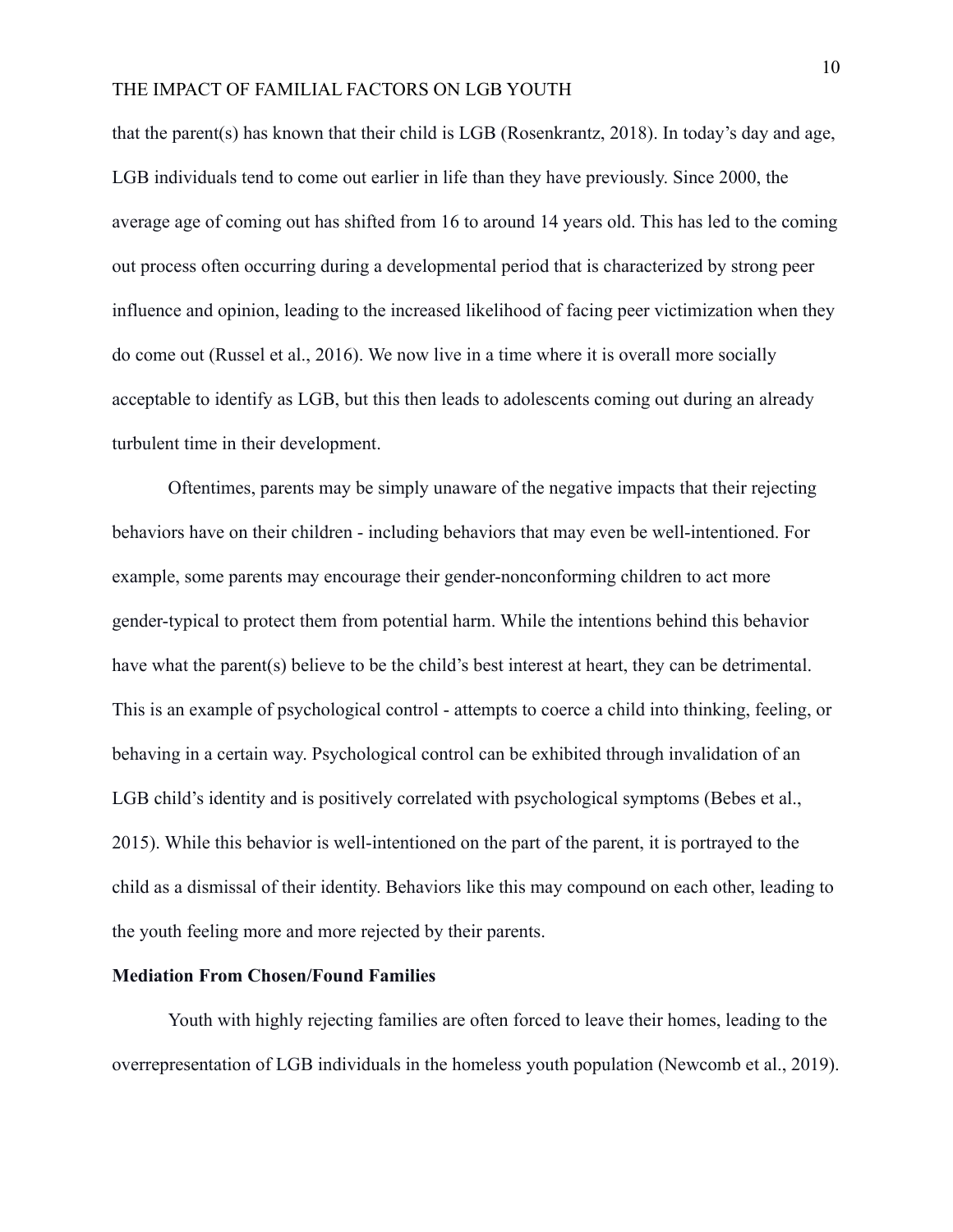that the parent(s) has known that their child is LGB (Rosenkrantz, 2018). In today's day and age, LGB individuals tend to come out earlier in life than they have previously. Since 2000, the average age of coming out has shifted from 16 to around 14 years old. This has led to the coming out process often occurring during a developmental period that is characterized by strong peer influence and opinion, leading to the increased likelihood of facing peer victimization when they do come out (Russel et al., 2016). We now live in a time where it is overall more socially acceptable to identify as LGB, but this then leads to adolescents coming out during an already turbulent time in their development.

Oftentimes, parents may be simply unaware of the negative impacts that their rejecting behaviors have on their children - including behaviors that may even be well-intentioned. For example, some parents may encourage their gender-nonconforming children to act more gender-typical to protect them from potential harm. While the intentions behind this behavior have what the parent(s) believe to be the child's best interest at heart, they can be detrimental. This is an example of psychological control - attempts to coerce a child into thinking, feeling, or behaving in a certain way. Psychological control can be exhibited through invalidation of an LGB child's identity and is positively correlated with psychological symptoms (Bebes et al., 2015). While this behavior is well-intentioned on the part of the parent, it is portrayed to the child as a dismissal of their identity. Behaviors like this may compound on each other, leading to the youth feeling more and more rejected by their parents.

**Mediation From Chosen/Found Families**

Youth with highly rejecting families are often forced to leave their homes, leading to the overrepresentation of LGB individuals in the homeless youth population (Newcomb et al., 2019).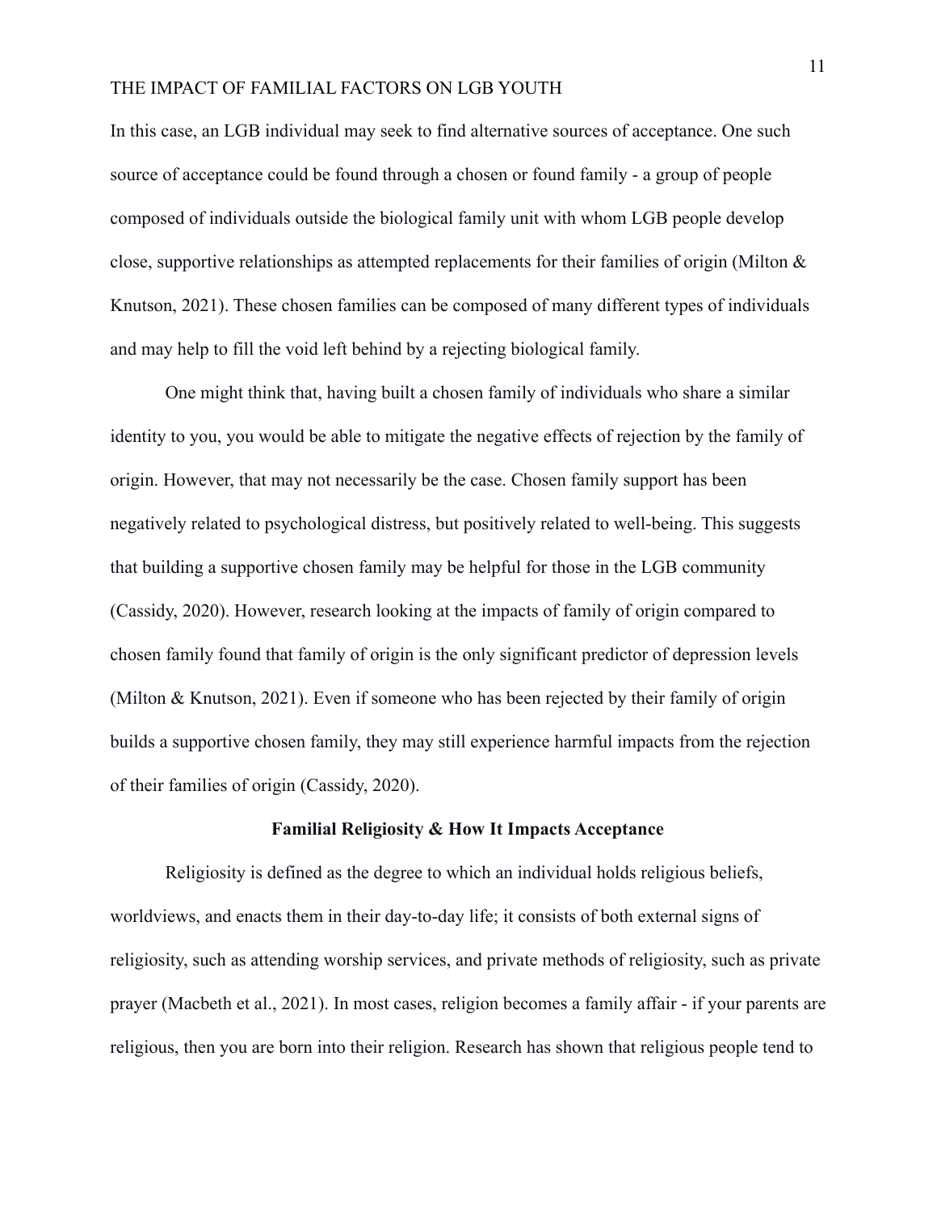In this case, an LGB individual may seek to find alternative sources of acceptance. One such source of acceptance could be found through a chosen or found family - a group of people composed of individuals outside the biological family unit with whom LGB people develop close, supportive relationships as attempted replacements for their families of origin (Milton & Knutson, 2021). These chosen families can be composed of many different types of individuals and may help to fill the void left behind by a rejecting biological family.

One might think that, having built a chosen family of individuals who share a similar identity to you, you would be able to mitigate the negative effects of rejection by the family of origin. However, that may not necessarily be the case. Chosen family support has been negatively related to psychological distress, but positively related to well-being. This suggests that building a supportive chosen family may be helpful for those in the LGB community (Cassidy, 2020). However, research looking at the impacts of family of origin compared to chosen family found that family of origin is the only significant predictor of depression levels (Milton & Knutson, 2021). Even if someone who has been rejected by their family of origin builds a supportive chosen family, they may still experience harmful impacts from the rejection of their families of origin (Cassidy, 2020).

## Familial Religiosity & How It Impacts Acceptance

Religiosity is defined as the degree to which an individual holds religious beliefs, worldviews, and enacts them in their day-to-day life; it consists of both external signs of religiosity, such as attending worship services, and private methods of religiosity, such as private prayer (Macbeth et al., 2021). In most cases, religion becomes a family affair - if your parents are religious, then you are born into their religion. Research has shown that religious people tend to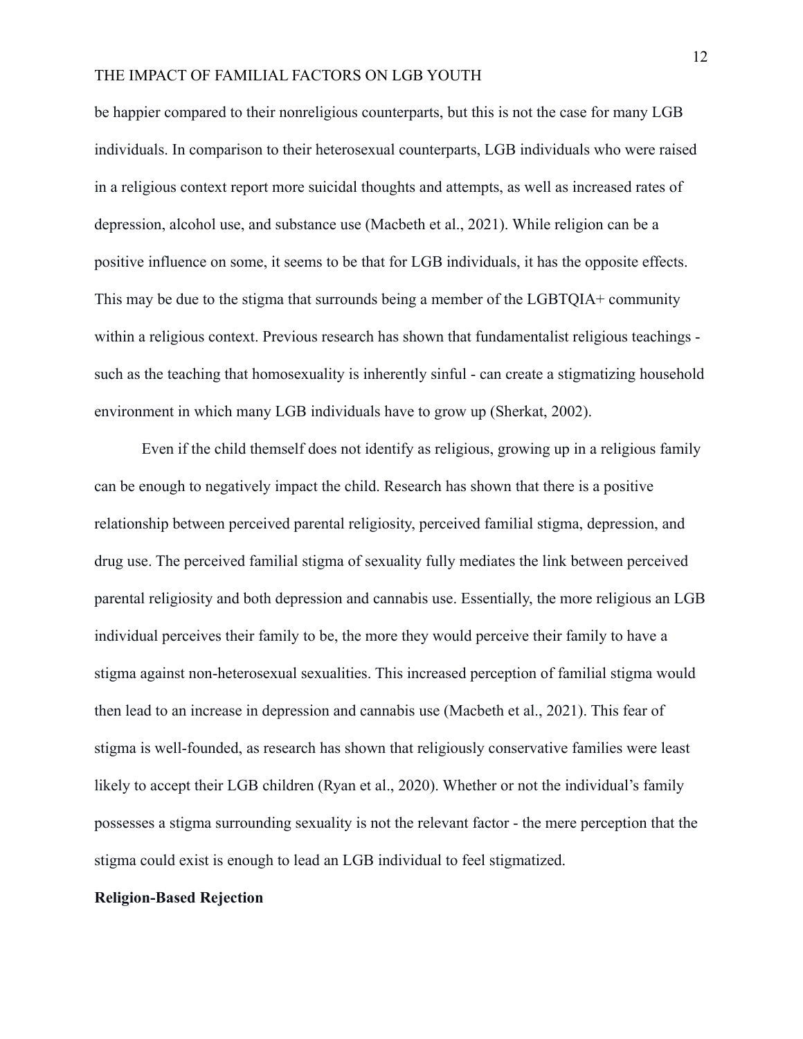be happier compared to their nonreligious counterparts, but this is not the case for many LGB individuals. In comparison to their heterosexual counterparts, LGB individuals who were raised in a religious context report more suicidal thoughts and attempts, as well as increased rates of depression, alcohol use, and substance use (Macbeth et al., 2021). While religion can be a positive influence on some, it seems to be that for LGB individuals, it has the opposite effects. This may be due to the stigma that surrounds being a member of the LGBTQIA+ community within a religious context. Previous research has shown that fundamentalist religious teachings - such as the teaching that homosexuality is inherently sinful - can create a stigmatizing household environment in which many LGB individuals have to grow up (Sherkat, 2002).

Even if the child themself does not identify as religious, growing up in a religious family can be enough to negatively impact the child. Research has shown that there is a positive relationship between perceived parental religiosity, perceived familial stigma, depression, and drug use. The perceived familial stigma of sexuality fully mediates the link between perceived parental religiosity and both depression and cannabis use. Essentially, the more religious an LGB individual perceives their family to be, the more they would perceive their family to have a stigma against non-heterosexual sexualities. This increased perception of familial stigma would then lead to an increase in depression and cannabis use (Macbeth et al., 2021). This fear of stigma is well-founded, as research has shown that religiously conservative families were least likely to accept their LGB children (Ryan et al., 2020). Whether or not the individual's family possesses a stigma surrounding sexuality is not the relevant factor - the mere perception that the stigma could exist is enough to lead an LGB individual to feel stigmatized.

**Religion-Based Rejection**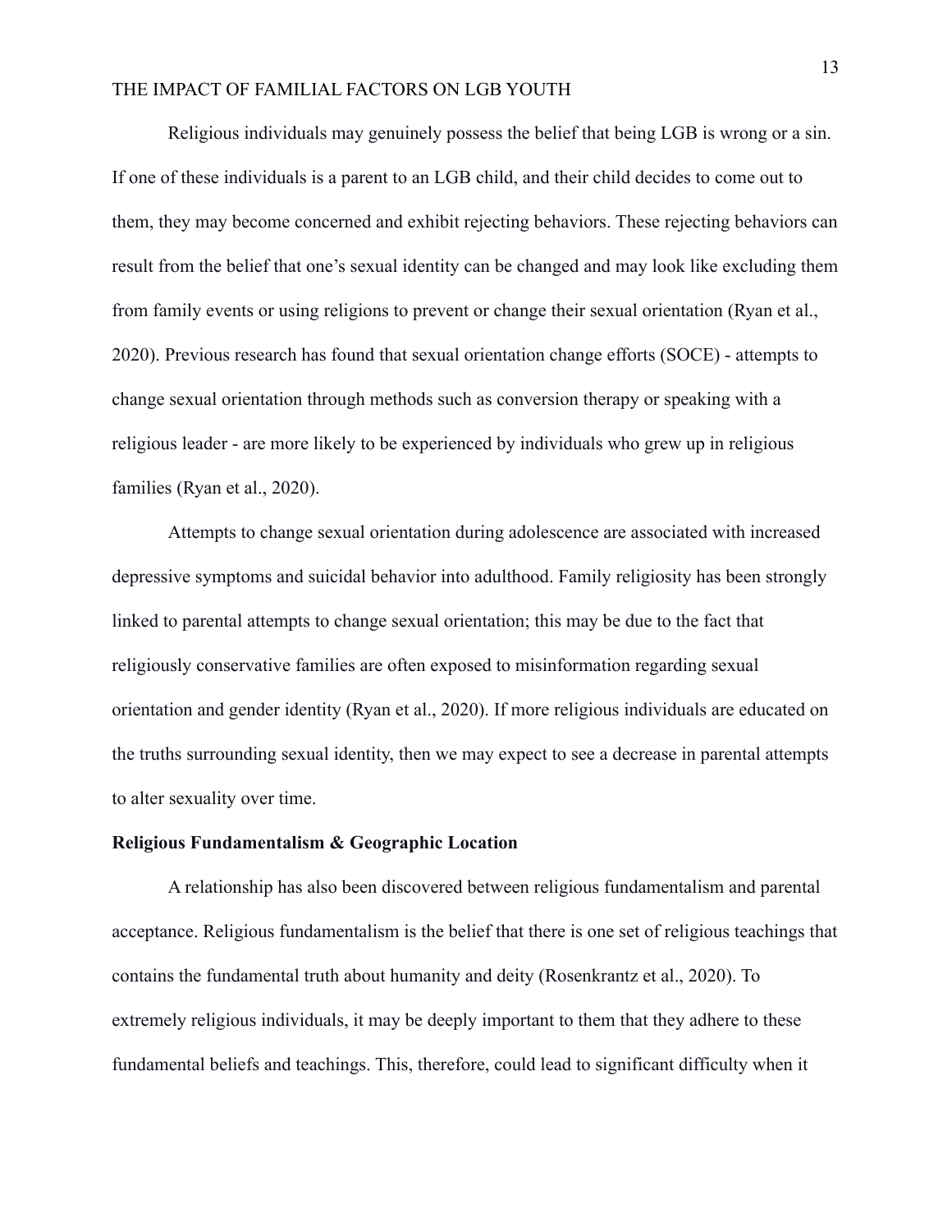Religious individuals may genuinely possess the belief that being LGB is wrong or a sin. If one of these individuals is a parent to an LGB child, and their child decides to come out to them, they may become concerned and exhibit rejecting behaviors. These rejecting behaviors can result from the belief that one's sexual identity can be changed and may look like excluding them from family events or using religions to prevent or change their sexual orientation (Ryan et al., 2020). Previous research has found that sexual orientation change efforts (SOCE) - attempts to change sexual orientation through methods such as conversion therapy or speaking with a religious leader - are more likely to be experienced by individuals who grew up in religious families (Ryan et al., 2020).

Attempts to change sexual orientation during adolescence are associated with increased depressive symptoms and suicidal behavior into adulthood. Family religiosity has been strongly linked to parental attempts to change sexual orientation; this may be due to the fact that religiously conservative families are often exposed to misinformation regarding sexual orientation and gender identity (Ryan et al., 2020). If more religious individuals are educated on the truths surrounding sexual identity, then we may expect to see a decrease in parental attempts to alter sexuality over time.

**Religious Fundamentalism & Geographic Location**

A relationship has also been discovered between religious fundamentalism and parental acceptance. Religious fundamentalism is the belief that there is one set of religious teachings that contains the fundamental truth about humanity and deity (Rosenkrantz et al., 2020). To extremely religious individuals, it may be deeply important to them that they adhere to these fundamental beliefs and teachings. This, therefore, could lead to significant difficulty when it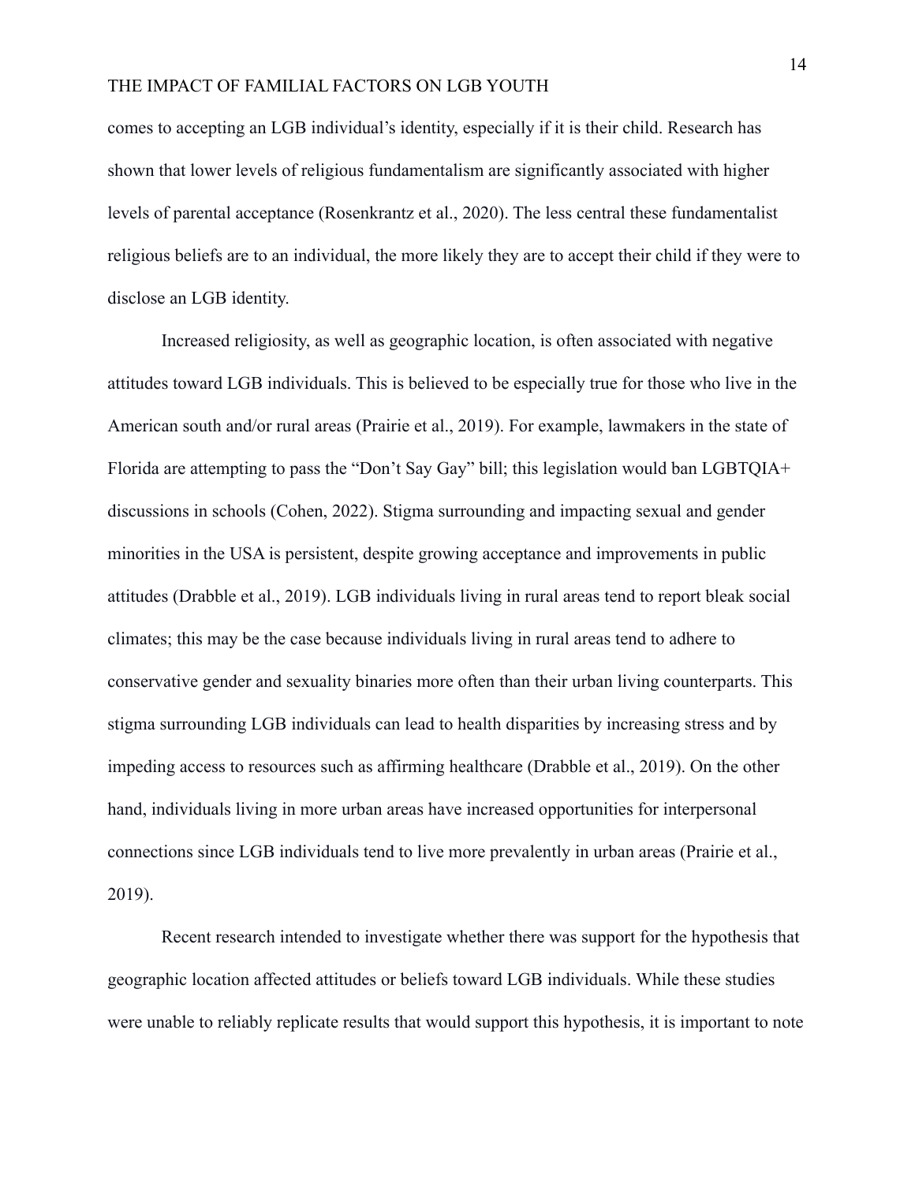comes to accepting an LGB individual's identity, especially if it is their child. Research has shown that lower levels of religious fundamentalism are significantly associated with higher levels of parental acceptance (Rosenkrantz et al., 2020). The less central these fundamentalist religious beliefs are to an individual, the more likely they are to accept their child if they were to disclose an LGB identity.

Increased religiosity, as well as geographic location, is often associated with negative attitudes toward LGB individuals. This is believed to be especially true for those who live in the American south and/or rural areas (Prairie et al., 2019). For example, lawmakers in the state of Florida are attempting to pass the "Don't Say Gay" bill; this legislation would ban LGBTQIA+ discussions in schools (Cohen, 2022). Stigma surrounding and impacting sexual and gender minorities in the USA is persistent, despite growing acceptance and improvements in public attitudes (Drabble et al., 2019). LGB individuals living in rural areas tend to report bleak social climates; this may be the case because individuals living in rural areas tend to adhere to conservative gender and sexuality binaries more often than their urban living counterparts. This stigma surrounding LGB individuals can lead to health disparities by increasing stress and by impeding access to resources such as affirming healthcare (Drabble et al., 2019). On the other hand, individuals living in more urban areas have increased opportunities for interpersonal connections since LGB individuals tend to live more prevalently in urban areas (Prairie et al., 2019).

Recent research intended to investigate whether there was support for the hypothesis that geographic location affected attitudes or beliefs toward LGB individuals. While these studies were unable to reliably replicate results that would support this hypothesis, it is important to note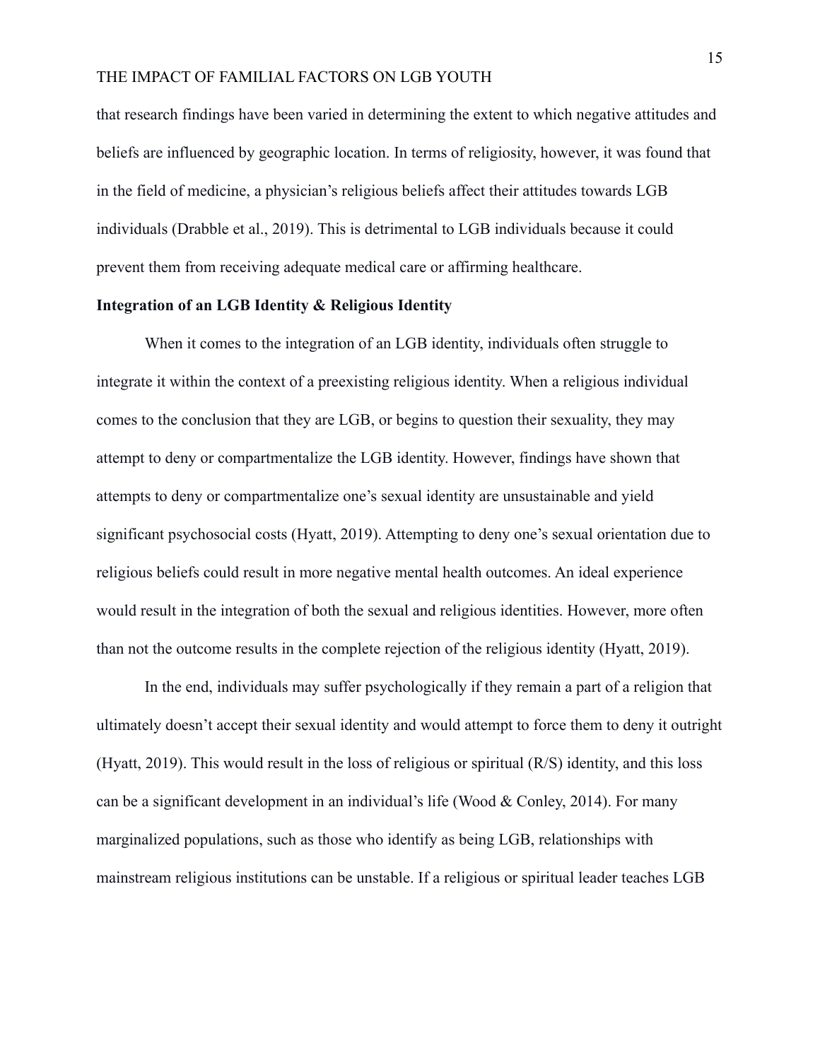that research findings have been varied in determining the extent to which negative attitudes and beliefs are influenced by geographic location. In terms of religiosity, however, it was found that in the field of medicine, a physician's religious beliefs affect their attitudes towards LGB individuals (Drabble et al., 2019). This is detrimental to LGB individuals because it could prevent them from receiving adequate medical care or affirming healthcare.

**Integration of an LGB Identity & Religious Identity**

When it comes to the integration of an LGB identity, individuals often struggle to integrate it within the context of a preexisting religious identity. When a religious individual comes to the conclusion that they are LGB, or begins to question their sexuality, they may attempt to deny or compartmentalize the LGB identity. However, findings have shown that attempts to deny or compartmentalize one's sexual identity are unsustainable and yield significant psychosocial costs (Hyatt, 2019). Attempting to deny one's sexual orientation due to religious beliefs could result in more negative mental health outcomes. An ideal experience would result in the integration of both the sexual and religious identities. However, more often than not the outcome results in the complete rejection of the religious identity (Hyatt, 2019).

In the end, individuals may suffer psychologically if they remain a part of a religion that ultimately doesn't accept their sexual identity and would attempt to force them to deny it outright (Hyatt, 2019). This would result in the loss of religious or spiritual (R/S) identity, and this loss can be a significant development in an individual's life (Wood & Conley, 2014). For many marginalized populations, such as those who identify as being LGB, relationships with mainstream religious institutions can be unstable. If a religious or spiritual leader teaches LGB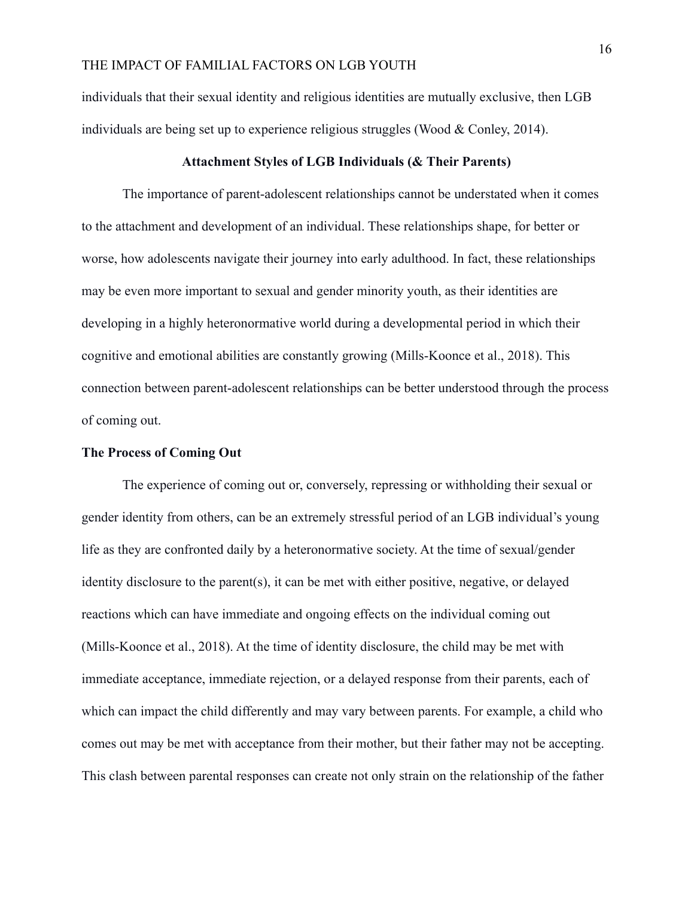individuals that their sexual identity and religious identities are mutually exclusive, then LGB individuals are being set up to experience religious struggles (Wood & Conley, 2014).

## Attachment Styles of LGB Individuals (& Their Parents)

The importance of parent-adolescent relationships cannot be understated when it comes to the attachment and development of an individual. These relationships shape, for better or worse, how adolescents navigate their journey into early adulthood. In fact, these relationships may be even more important to sexual and gender minority youth, as their identities are developing in a highly heteronormative world during a developmental period in which their cognitive and emotional abilities are constantly growing (Mills-Koonce et al., 2018). This connection between parent-adolescent relationships can be better understood through the process of coming out.

### The Process of Coming Out

The experience of coming out or, conversely, repressing or withholding their sexual or gender identity from others, can be an extremely stressful period of an LGB individual's young life as they are confronted daily by a heteronormative society. At the time of sexual/gender identity disclosure to the parent(s), it can be met with either positive, negative, or delayed reactions which can have immediate and ongoing effects on the individual coming out (Mills-Koonce et al., 2018). At the time of identity disclosure, the child may be met with immediate acceptance, immediate rejection, or a delayed response from their parents, each of which can impact the child differently and may vary between parents. For example, a child who comes out may be met with acceptance from their mother, but their father may not be accepting. This clash between parental responses can create not only strain on the relationship of the father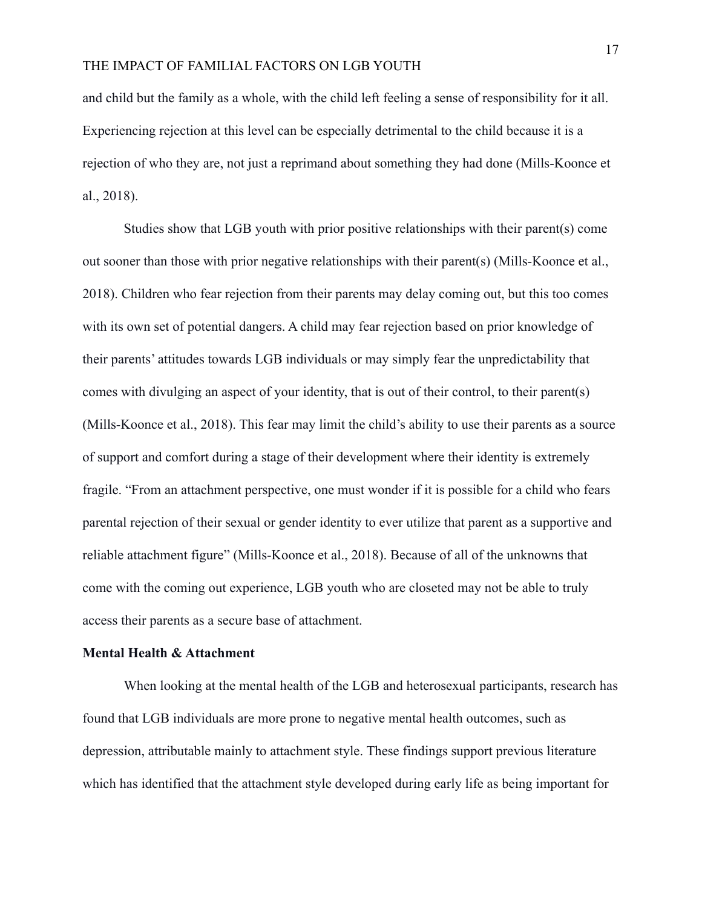and child but the family as a whole, with the child left feeling a sense of responsibility for it all. Experiencing rejection at this level can be especially detrimental to the child because it is a rejection of who they are, not just a reprimand about something they had done (Mills-Koonce et al., 2018).

Studies show that LGB youth with prior positive relationships with their parent(s) come out sooner than those with prior negative relationships with their parent(s) (Mills-Koonce et al., 2018). Children who fear rejection from their parents may delay coming out, but this too comes with its own set of potential dangers. A child may fear rejection based on prior knowledge of their parents' attitudes towards LGB individuals or may simply fear the unpredictability that comes with divulging an aspect of your identity, that is out of their control, to their parent(s) (Mills-Koonce et al., 2018). This fear may limit the child's ability to use their parents as a source of support and comfort during a stage of their development where their identity is extremely fragile. "From an attachment perspective, one must wonder if it is possible for a child who fears parental rejection of their sexual or gender identity to ever utilize that parent as a supportive and reliable attachment figure" (Mills-Koonce et al., 2018). Because of all of the unknowns that come with the coming out experience, LGB youth who are closeted may not be able to truly access their parents as a secure base of attachment.

**Mental Health & Attachment**

When looking at the mental health of the LGB and heterosexual participants, research has found that LGB individuals are more prone to negative mental health outcomes, such as depression, attributable mainly to attachment style. These findings support previous literature which has identified that the attachment style developed during early life as being important for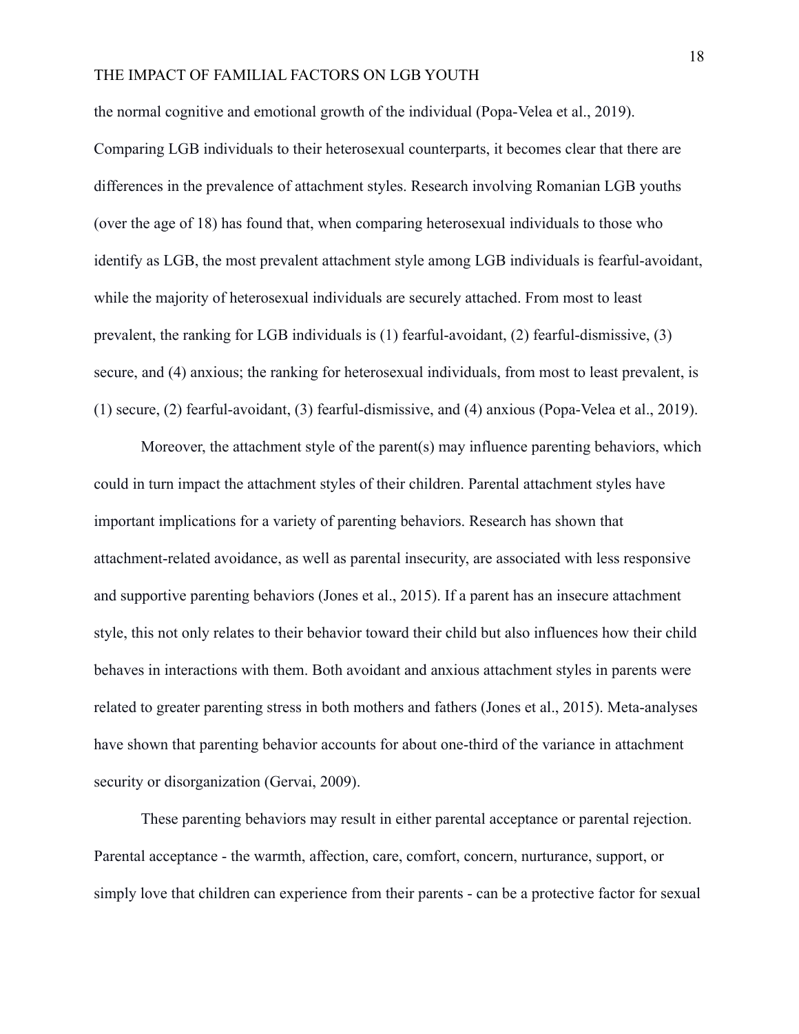the normal cognitive and emotional growth of the individual (Popa-Velea et al., 2019). Comparing LGB individuals to their heterosexual counterparts, it becomes clear that there are differences in the prevalence of attachment styles. Research involving Romanian LGB youths (over the age of 18) has found that, when comparing heterosexual individuals to those who identify as LGB, the most prevalent attachment style among LGB individuals is fearful-avoidant, while the majority of heterosexual individuals are securely attached. From most to least prevalent, the ranking for LGB individuals is (1) fearful-avoidant, (2) fearful-dismissive, (3) secure, and (4) anxious; the ranking for heterosexual individuals, from most to least prevalent, is (1) secure, (2) fearful-avoidant, (3) fearful-dismissive, and (4) anxious (Popa-Velea et al., 2019).

Moreover, the attachment style of the parent(s) may influence parenting behaviors, which could in turn impact the attachment styles of their children. Parental attachment styles have important implications for a variety of parenting behaviors. Research has shown that attachment-related avoidance, as well as parental insecurity, are associated with less responsive and supportive parenting behaviors (Jones et al., 2015). If a parent has an insecure attachment style, this not only relates to their behavior toward their child but also influences how their child behaves in interactions with them. Both avoidant and anxious attachment styles in parents were related to greater parenting stress in both mothers and fathers (Jones et al., 2015). Meta-analyses have shown that parenting behavior accounts for about one-third of the variance in attachment security or disorganization (Gervai, 2009).

These parenting behaviors may result in either parental acceptance or parental rejection. Parental acceptance - the warmth, affection, care, comfort, concern, nurturance, support, or simply love that children can experience from their parents - can be a protective factor for sexual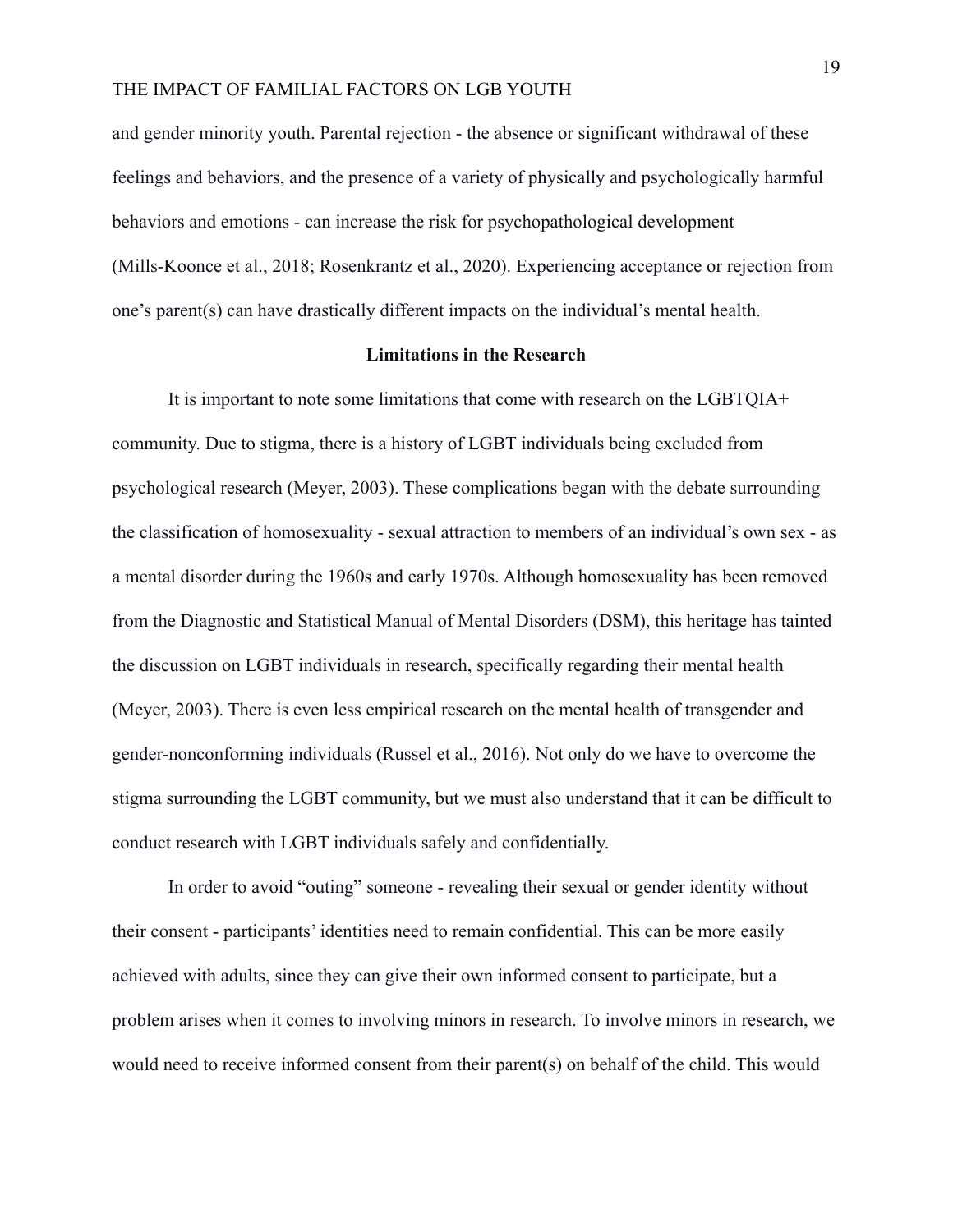and gender minority youth. Parental rejection - the absence or significant withdrawal of these feelings and behaviors, and the presence of a variety of physically and psychologically harmful behaviors and emotions - can increase the risk for psychopathological development (Mills-Koonce et al., 2018; Rosenkrantz et al., 2020). Experiencing acceptance or rejection from one's parent(s) can have drastically different impacts on the individual's mental health.

## Limitations in the Research

It is important to note some limitations that come with research on the LGBTQIA+ community. Due to stigma, there is a history of LGBT individuals being excluded from psychological research (Meyer, 2003). These complications began with the debate surrounding the classification of homosexuality - sexual attraction to members of an individual's own sex - as a mental disorder during the 1960s and early 1970s. Although homosexuality has been removed from the Diagnostic and Statistical Manual of Mental Disorders (DSM), this heritage has tainted the discussion on LGBT individuals in research, specifically regarding their mental health (Meyer, 2003). There is even less empirical research on the mental health of transgender and gender-nonconforming individuals (Russel et al., 2016). Not only do we have to overcome the stigma surrounding the LGBT community, but we must also understand that it can be difficult to conduct research with LGBT individuals safely and confidentially.

In order to avoid "outing" someone - revealing their sexual or gender identity without their consent - participants' identities need to remain confidential. This can be more easily achieved with adults, since they can give their own informed consent to participate, but a problem arises when it comes to involving minors in research. To involve minors in research, we would need to receive informed consent from their parent(s) on behalf of the child. This would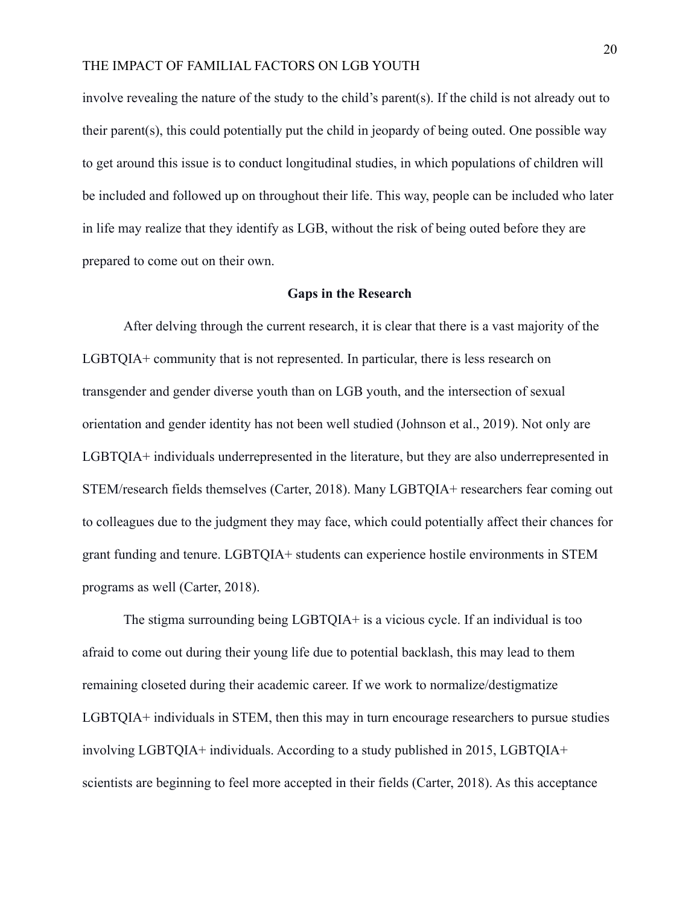involve revealing the nature of the study to the child's parent(s). If the child is not already out to their parent(s), this could potentially put the child in jeopardy of being outed. One possible way to get around this issue is to conduct longitudinal studies, in which populations of children will be included and followed up on throughout their life. This way, people can be included who later in life may realize that they identify as LGB, without the risk of being outed before they are prepared to come out on their own.

## Gaps in the Research

After delving through the current research, it is clear that there is a vast majority of the LGBTQIA+ community that is not represented. In particular, there is less research on transgender and gender diverse youth than on LGB youth, and the intersection of sexual orientation and gender identity has not been well studied (Johnson et al., 2019). Not only are LGBTQIA+ individuals underrepresented in the literature, but they are also underrepresented in STEM/research fields themselves (Carter, 2018). Many LGBTQIA+ researchers fear coming out to colleagues due to the judgment they may face, which could potentially affect their chances for grant funding and tenure. LGBTQIA+ students can experience hostile environments in STEM programs as well (Carter, 2018).

The stigma surrounding being LGBTQIA+ is a vicious cycle. If an individual is too afraid to come out during their young life due to potential backlash, this may lead to them remaining closeted during their academic career. If we work to normalize/destigmatize LGBTQIA+ individuals in STEM, then this may in turn encourage researchers to pursue studies involving LGBTQIA+ individuals. According to a study published in 2015, LGBTQIA+ scientists are beginning to feel more accepted in their fields (Carter, 2018). As this acceptance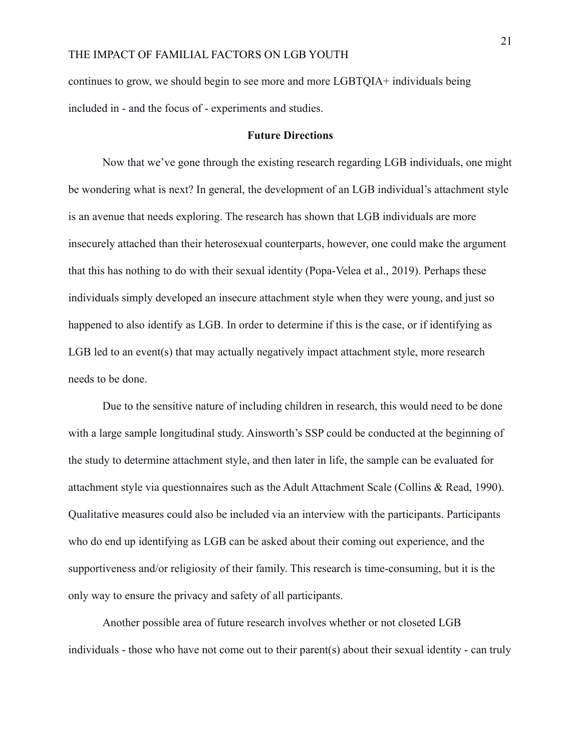continues to grow, we should begin to see more and more LGBTQIA+ individuals being included in - and the focus of - experiments and studies.

## Future Directions

Now that we've gone through the existing research regarding LGB individuals, one might be wondering what is next? In general, the development of an LGB individual's attachment style is an avenue that needs exploring. The research has shown that LGB individuals are more insecurely attached than their heterosexual counterparts, however, one could make the argument that this has nothing to do with their sexual identity (Popa-Velea et al., 2019). Perhaps these individuals simply developed an insecure attachment style when they were young, and just so happened to also identify as LGB. In order to determine if this is the case, or if identifying as LGB led to an event(s) that may actually negatively impact attachment style, more research needs to be done.

Due to the sensitive nature of including children in research, this would need to be done with a large sample longitudinal study. Ainsworth's SSP could be conducted at the beginning of the study to determine attachment style, and then later in life, the sample can be evaluated for attachment style via questionnaires such as the Adult Attachment Scale (Collins & Read, 1990). Qualitative measures could also be included via an interview with the participants. Participants who do end up identifying as LGB can be asked about their coming out experience, and the supportiveness and/or religiosity of their family. This research is time-consuming, but it is the only way to ensure the privacy and safety of all participants.

Another possible area of future research involves whether or not closeted LGB individuals - those who have not come out to their parent(s) about their sexual identity - can truly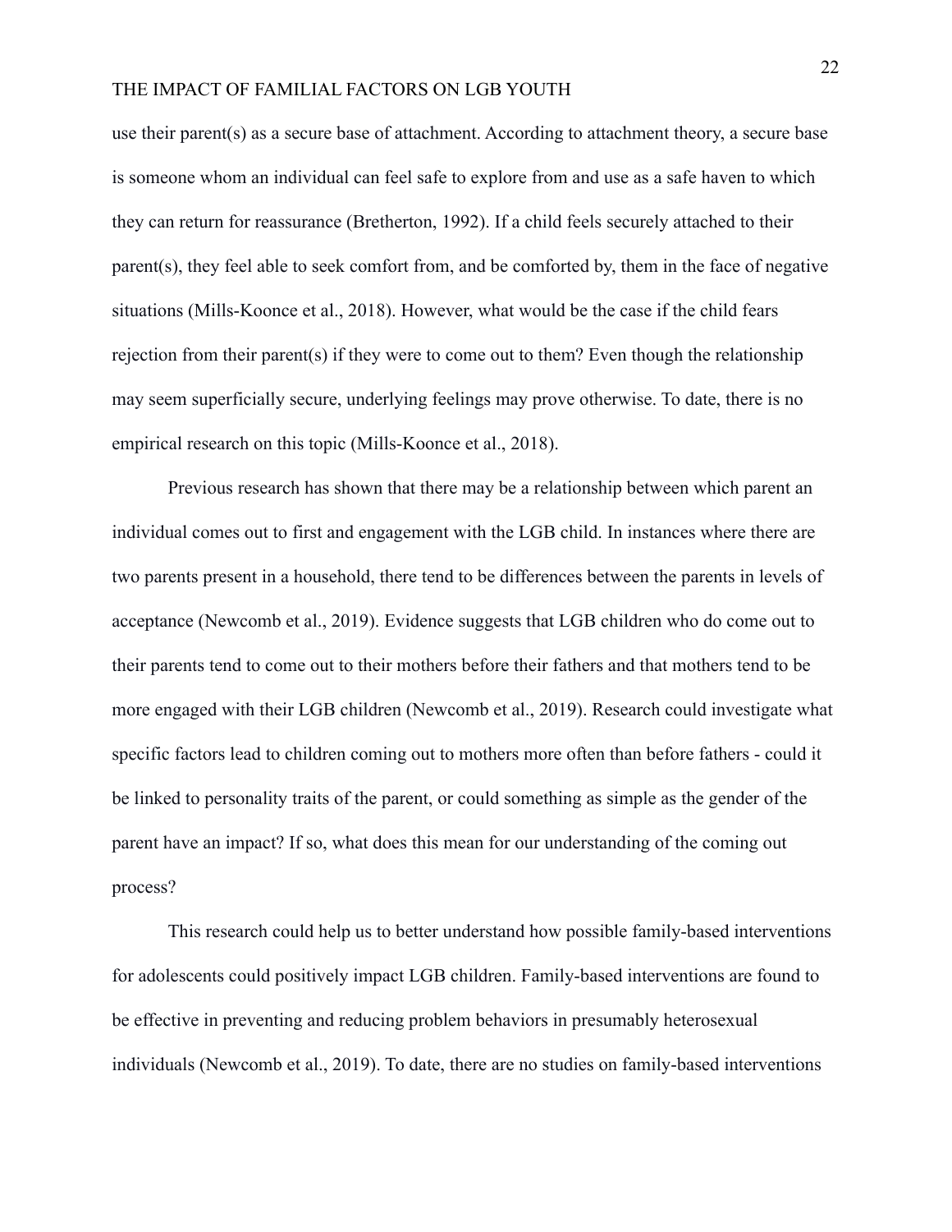use their parent(s) as a secure base of attachment. According to attachment theory, a secure base is someone whom an individual can feel safe to explore from and use as a safe haven to which they can return for reassurance (Bretherton, 1992). If a child feels securely attached to their parent(s), they feel able to seek comfort from, and be comforted by, them in the face of negative situations (Mills-Koonce et al., 2018). However, what would be the case if the child fears rejection from their parent(s) if they were to come out to them? Even though the relationship may seem superficially secure, underlying feelings may prove otherwise. To date, there is no empirical research on this topic (Mills-Koonce et al., 2018).

Previous research has shown that there may be a relationship between which parent an individual comes out to first and engagement with the LGB child. In instances where there are two parents present in a household, there tend to be differences between the parents in levels of acceptance (Newcomb et al., 2019). Evidence suggests that LGB children who do come out to their parents tend to come out to their mothers before their fathers and that mothers tend to be more engaged with their LGB children (Newcomb et al., 2019). Research could investigate what specific factors lead to children coming out to mothers more often than before fathers - could it be linked to personality traits of the parent, or could something as simple as the gender of the parent have an impact? If so, what does this mean for our understanding of the coming out process?

This research could help us to better understand how possible family-based interventions for adolescents could positively impact LGB children. Family-based interventions are found to be effective in preventing and reducing problem behaviors in presumably heterosexual individuals (Newcomb et al., 2019). To date, there are no studies on family-based interventions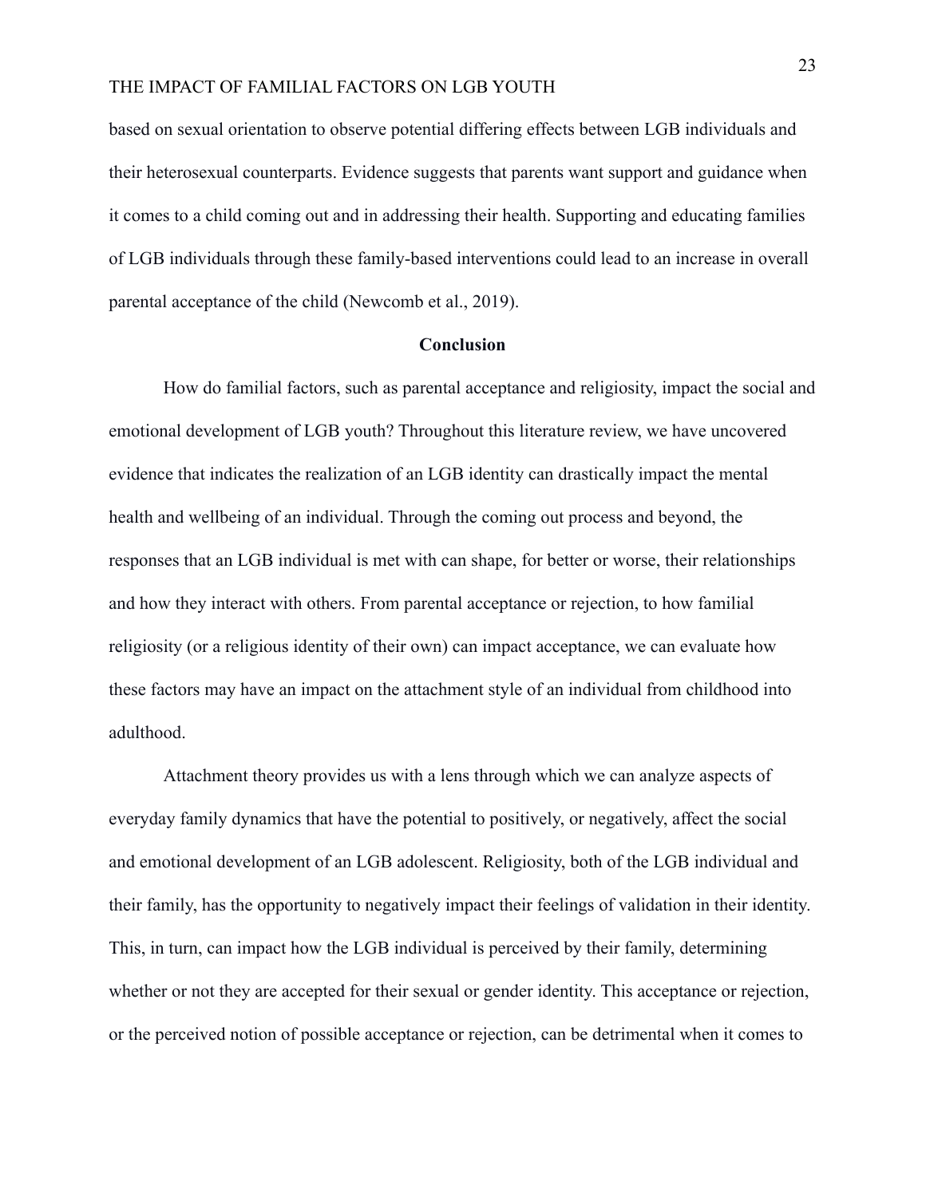based on sexual orientation to observe potential differing effects between LGB individuals and their heterosexual counterparts. Evidence suggests that parents want support and guidance when it comes to a child coming out and in addressing their health. Supporting and educating families of LGB individuals through these family-based interventions could lead to an increase in overall parental acceptance of the child (Newcomb et al., 2019).

## Conclusion

How do familial factors, such as parental acceptance and religiosity, impact the social and emotional development of LGB youth? Throughout this literature review, we have uncovered evidence that indicates the realization of an LGB identity can drastically impact the mental health and wellbeing of an individual. Through the coming out process and beyond, the responses that an LGB individual is met with can shape, for better or worse, their relationships and how they interact with others. From parental acceptance or rejection, to how familial religiosity (or a religious identity of their own) can impact acceptance, we can evaluate how these factors may have an impact on the attachment style of an individual from childhood into adulthood.

Attachment theory provides us with a lens through which we can analyze aspects of everyday family dynamics that have the potential to positively, or negatively, affect the social and emotional development of an LGB adolescent. Religiosity, both of the LGB individual and their family, has the opportunity to negatively impact their feelings of validation in their identity. This, in turn, can impact how the LGB individual is perceived by their family, determining whether or not they are accepted for their sexual or gender identity. This acceptance or rejection, or the perceived notion of possible acceptance or rejection, can be detrimental when it comes to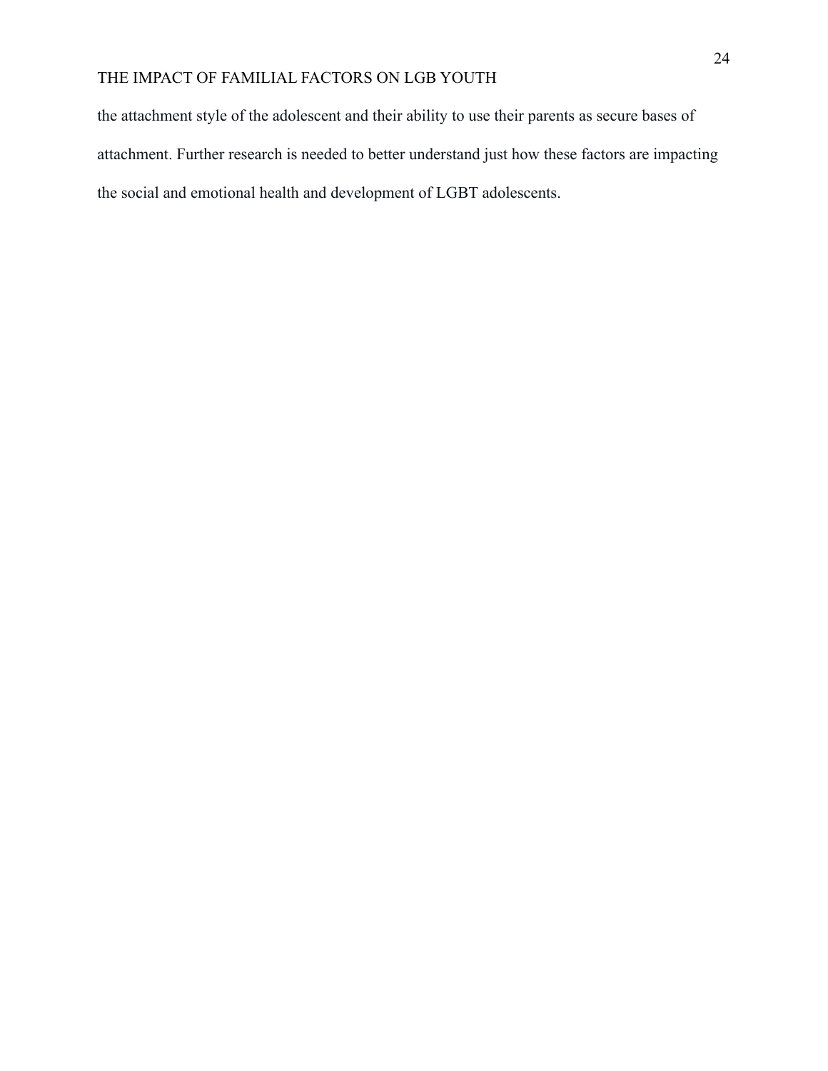the attachment style of the adolescent and their ability to use their parents as secure bases of attachment. Further research is needed to better understand just how these factors are impacting the social and emotional health and development of LGBT adolescents.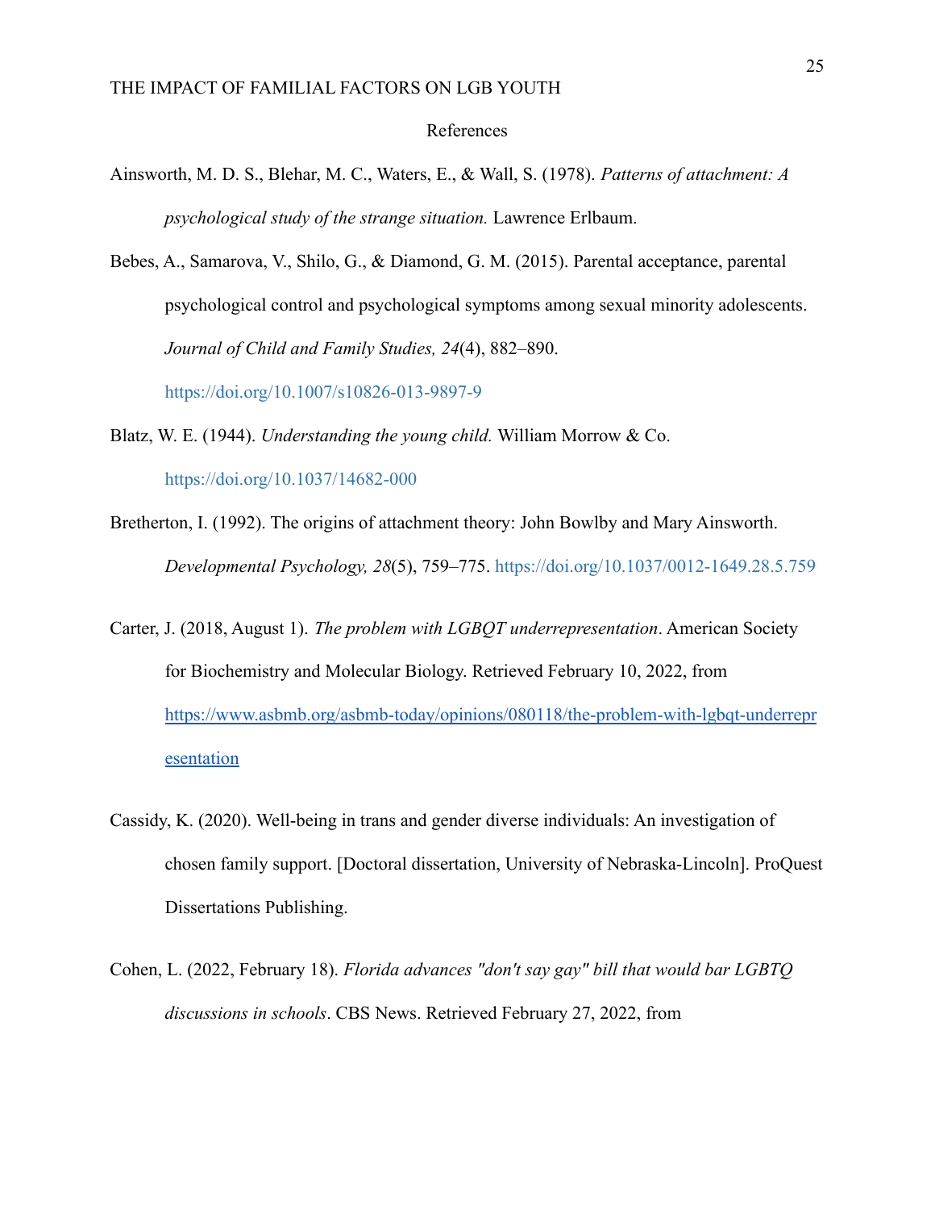# References

Ainsworth, M. D. S., Blehar, M. C., Waters, E., & Wall, S. (1978). *Patterns of attachment: A psychological study of the strange situation.* Lawrence Erlbaum.

Bebes, A., Samarova, V., Shilo, G., & Diamond, G. M. (2015). Parental acceptance, parental psychological control and psychological symptoms among sexual minority adolescents. *Journal of Child and Family Studies, 24*(4), 882–890. https://doi.org/10.1007/s10826-013-9897-9

Blatz, W. E. (1944). *Understanding the young child.* William Morrow & Co. https://doi.org/10.1037/14682-000

Bretherton, I. (1992). The origins of attachment theory: John Bowlby and Mary Ainsworth. *Developmental Psychology, 28*(5), 759–775. https://doi.org/10.1037/0012-1649.28.5.759

Carter, J. (2018, August 1). *The problem with LGBQT underrepresentation*. American Society for Biochemistry and Molecular Biology. Retrieved February 10, 2022, from https://www.asbmb.org/asbmb-today/opinions/080118/the-problem-with-lgbqt-underrepresentation

Cassidy, K. (2020). Well-being in trans and gender diverse individuals: An investigation of chosen family support. [Doctoral dissertation, University of Nebraska-Lincoln]. ProQuest Dissertations Publishing.

Cohen, L. (2022, February 18). *Florida advances "don't say gay" bill that would bar LGBTQ discussions in schools*. CBS News. Retrieved February 27, 2022, from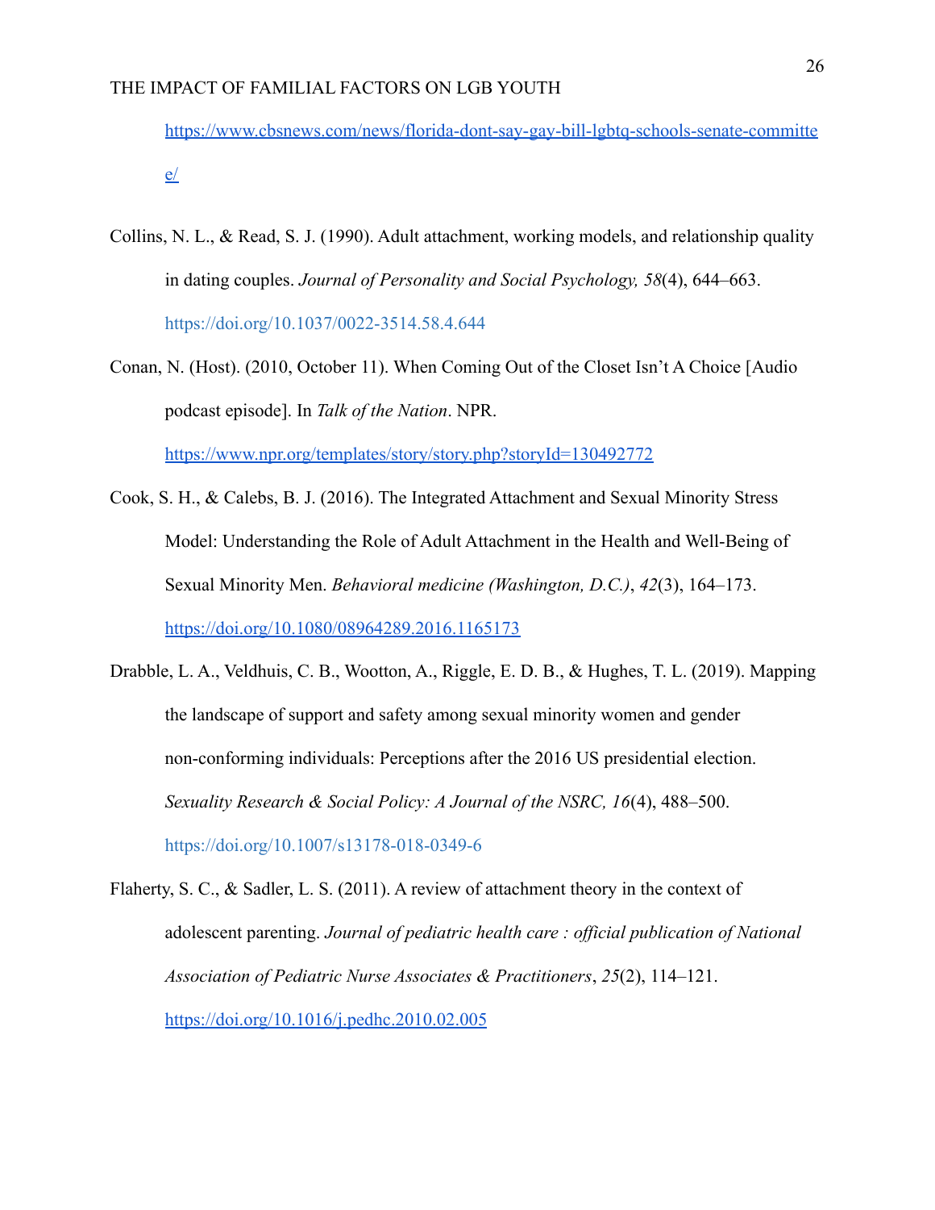https://www.cbsnews.com/news/florida-dont-say-gay-bill-lgbtq-schools-senate-committee/

Collins, N. L., & Read, S. J. (1990). Adult attachment, working models, and relationship quality in dating couples. *Journal of Personality and Social Psychology, 58*(4), 644–663. https://doi.org/10.1037/0022-3514.58.4.644

Conan, N. (Host). (2010, October 11). When Coming Out of the Closet Isn't A Choice [Audio podcast episode]. In *Talk of the Nation*. NPR. https://www.npr.org/templates/story/story.php?storyId=130492772

Cook, S. H., & Calebs, B. J. (2016). The Integrated Attachment and Sexual Minority Stress Model: Understanding the Role of Adult Attachment in the Health and Well-Being of Sexual Minority Men. *Behavioral medicine (Washington, D.C.)*, *42*(3), 164–173. https://doi.org/10.1080/08964289.2016.1165173

Drabble, L. A., Veldhuis, C. B., Wootton, A., Riggle, E. D. B., & Hughes, T. L. (2019). Mapping the landscape of support and safety among sexual minority women and gender non-conforming individuals: Perceptions after the 2016 US presidential election. *Sexuality Research & Social Policy: A Journal of the NSRC, 16*(4), 488–500. https://doi.org/10.1007/s13178-018-0349-6

Flaherty, S. C., & Sadler, L. S. (2011). A review of attachment theory in the context of adolescent parenting. *Journal of pediatric health care : official publication of National Association of Pediatric Nurse Associates & Practitioners*, *25*(2), 114–121. https://doi.org/10.1016/j.pedhc.2010.02.005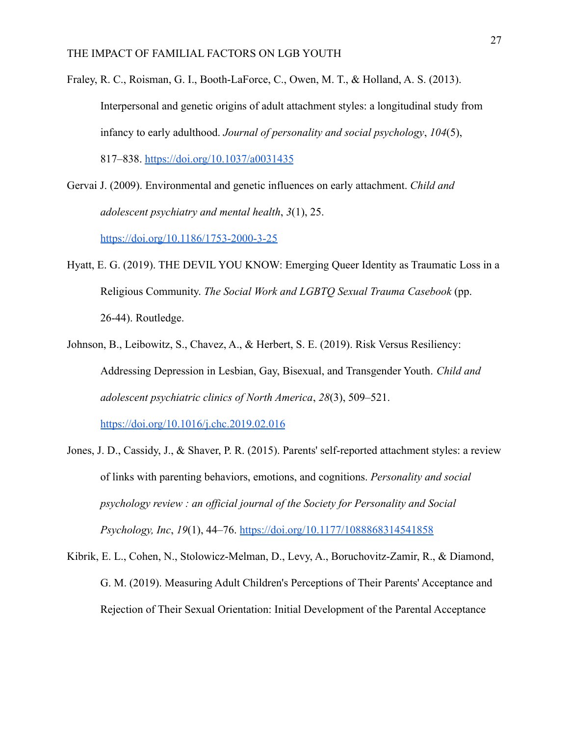Fraley, R. C., Roisman, G. I., Booth-LaForce, C., Owen, M. T., & Holland, A. S. (2013). Interpersonal and genetic origins of adult attachment styles: a longitudinal study from infancy to early adulthood. *Journal of personality and social psychology*, *104*(5), 817–838. https://doi.org/10.1037/a0031435

Gervai J. (2009). Environmental and genetic influences on early attachment. *Child and adolescent psychiatry and mental health*, *3*(1), 25. https://doi.org/10.1186/1753-2000-3-25

Hyatt, E. G. (2019). THE DEVIL YOU KNOW: Emerging Queer Identity as Traumatic Loss in a Religious Community. *The Social Work and LGBTQ Sexual Trauma Casebook* (pp. 26-44). Routledge.

Johnson, B., Leibowitz, S., Chavez, A., & Herbert, S. E. (2019). Risk Versus Resiliency: Addressing Depression in Lesbian, Gay, Bisexual, and Transgender Youth. *Child and adolescent psychiatric clinics of North America*, *28*(3), 509–521. https://doi.org/10.1016/j.chc.2019.02.016

Jones, J. D., Cassidy, J., & Shaver, P. R. (2015). Parents' self-reported attachment styles: a review of links with parenting behaviors, emotions, and cognitions. *Personality and social psychology review : an official journal of the Society for Personality and Social Psychology, Inc*, *19*(1), 44–76. https://doi.org/10.1177/1088868314541858

Kibrik, E. L., Cohen, N., Stolowicz-Melman, D., Levy, A., Boruchovitz-Zamir, R., & Diamond, G. M. (2019). Measuring Adult Children's Perceptions of Their Parents' Acceptance and Rejection of Their Sexual Orientation: Initial Development of the Parental Acceptance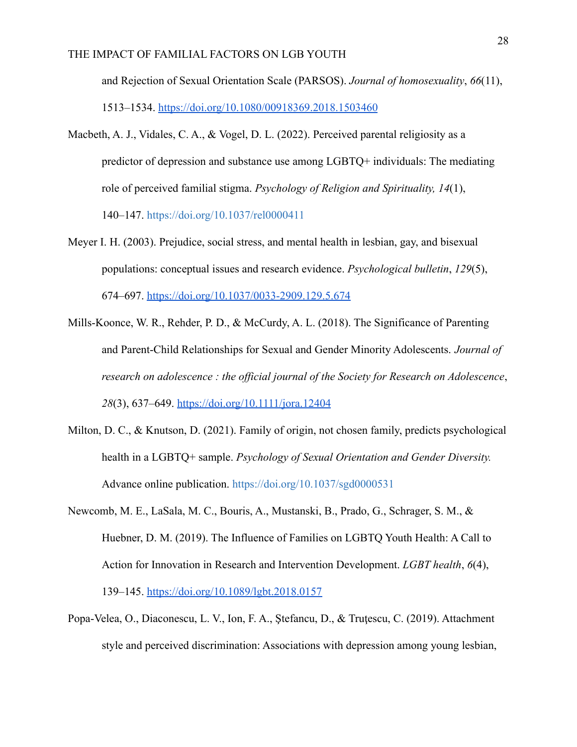and Rejection of Sexual Orientation Scale (PARSOS). *Journal of homosexuality*, *66*(11), 1513–1534. https://doi.org/10.1080/00918369.2018.1503460

Macbeth, A. J., Vidales, C. A., & Vogel, D. L. (2022). Perceived parental religiosity as a predictor of depression and substance use among LGBTQ+ individuals: The mediating role of perceived familial stigma. *Psychology of Religion and Spirituality, 14*(1), 140–147. https://doi.org/10.1037/rel0000411

Meyer I. H. (2003). Prejudice, social stress, and mental health in lesbian, gay, and bisexual populations: conceptual issues and research evidence. *Psychological bulletin*, *129*(5), 674–697. https://doi.org/10.1037/0033-2909.129.5.674

Mills-Koonce, W. R., Rehder, P. D., & McCurdy, A. L. (2018). The Significance of Parenting and Parent-Child Relationships for Sexual and Gender Minority Adolescents. *Journal of research on adolescence : the official journal of the Society for Research on Adolescence*, *28*(3), 637–649. https://doi.org/10.1111/jora.12404

Milton, D. C., & Knutson, D. (2021). Family of origin, not chosen family, predicts psychological health in a LGBTQ+ sample. *Psychology of Sexual Orientation and Gender Diversity.* Advance online publication. https://doi.org/10.1037/sgd0000531

Newcomb, M. E., LaSala, M. C., Bouris, A., Mustanski, B., Prado, G., Schrager, S. M., & Huebner, D. M. (2019). The Influence of Families on LGBTQ Youth Health: A Call to Action for Innovation in Research and Intervention Development. *LGBT health*, *6*(4), 139–145. https://doi.org/10.1089/lgbt.2018.0157

Popa-Velea, O., Diaconescu, L. V., Ion, F. A., Ştefancu, D., & Truţescu, C. (2019). Attachment style and perceived discrimination: Associations with depression among young lesbian,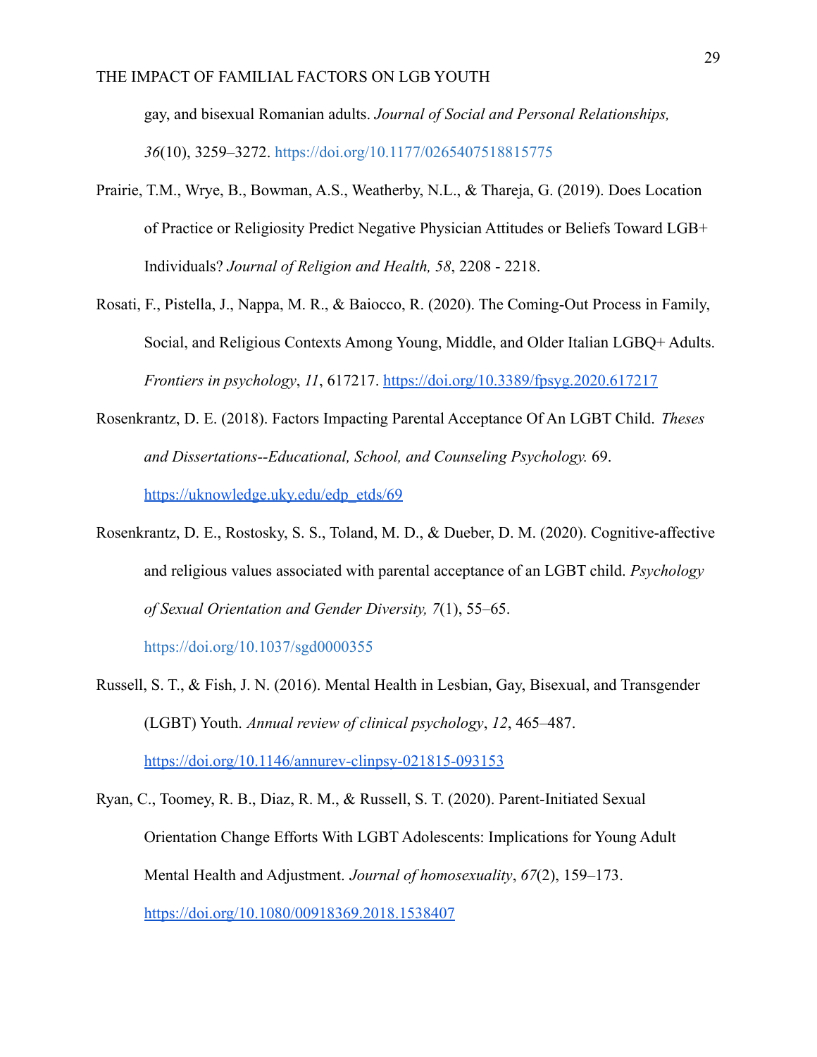gay, and bisexual Romanian adults. *Journal of Social and Personal Relationships, 36*(10), 3259–3272. https://doi.org/10.1177/0265407518815775

Prairie, T.M., Wrye, B., Bowman, A.S., Weatherby, N.L., & Thareja, G. (2019). Does Location of Practice or Religiosity Predict Negative Physician Attitudes or Beliefs Toward LGB+ Individuals? *Journal of Religion and Health, 58*, 2208 - 2218.

Rosati, F., Pistella, J., Nappa, M. R., & Baiocco, R. (2020). The Coming-Out Process in Family, Social, and Religious Contexts Among Young, Middle, and Older Italian LGBQ+ Adults. *Frontiers in psychology*, *11*, 617217. https://doi.org/10.3389/fpsyg.2020.617217

Rosenkrantz, D. E. (2018). Factors Impacting Parental Acceptance Of An LGBT Child. *Theses and Dissertations--Educational, School, and Counseling Psychology.* 69. https://uknowledge.uky.edu/edp_etds/69

Rosenkrantz, D. E., Rostosky, S. S., Toland, M. D., & Dueber, D. M. (2020). Cognitive-affective and religious values associated with parental acceptance of an LGBT child. *Psychology of Sexual Orientation and Gender Diversity, 7*(1), 55–65. https://doi.org/10.1037/sgd0000355

Russell, S. T., & Fish, J. N. (2016). Mental Health in Lesbian, Gay, Bisexual, and Transgender (LGBT) Youth. *Annual review of clinical psychology*, *12*, 465–487. https://doi.org/10.1146/annurev-clinpsy-021815-093153

Ryan, C., Toomey, R. B., Diaz, R. M., & Russell, S. T. (2020). Parent-Initiated Sexual Orientation Change Efforts With LGBT Adolescents: Implications for Young Adult Mental Health and Adjustment. *Journal of homosexuality*, *67*(2), 159–173. https://doi.org/10.1080/00918369.2018.1538407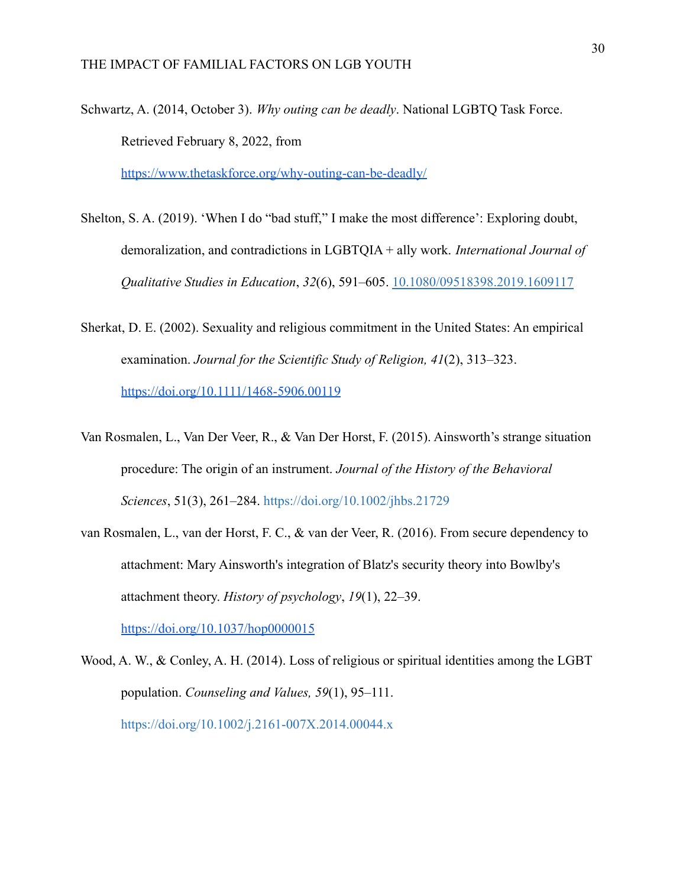Schwartz, A. (2014, October 3). *Why outing can be deadly*. National LGBTQ Task Force. Retrieved February 8, 2022, from https://www.thetaskforce.org/why-outing-can-be-deadly/

Shelton, S. A. (2019). 'When I do "bad stuff," I make the most difference': Exploring doubt, demoralization, and contradictions in LGBTQIA + ally work. *International Journal of Qualitative Studies in Education*, *32*(6), 591–605. 10.1080/09518398.2019.1609117

Sherkat, D. E. (2002). Sexuality and religious commitment in the United States: An empirical examination. *Journal for the Scientific Study of Religion, 41*(2), 313–323. https://doi.org/10.1111/1468-5906.00119

Van Rosmalen, L., Van Der Veer, R., & Van Der Horst, F. (2015). Ainsworth's strange situation procedure: The origin of an instrument. *Journal of the History of the Behavioral Sciences*, 51(3), 261–284. https://doi.org/10.1002/jhbs.21729

van Rosmalen, L., van der Horst, F. C., & van der Veer, R. (2016). From secure dependency to attachment: Mary Ainsworth's integration of Blatz's security theory into Bowlby's attachment theory. *History of psychology*, *19*(1), 22–39. https://doi.org/10.1037/hop0000015

Wood, A. W., & Conley, A. H. (2014). Loss of religious or spiritual identities among the LGBT population. *Counseling and Values, 59*(1), 95–111. https://doi.org/10.1002/j.2161-007X.2014.00044.x